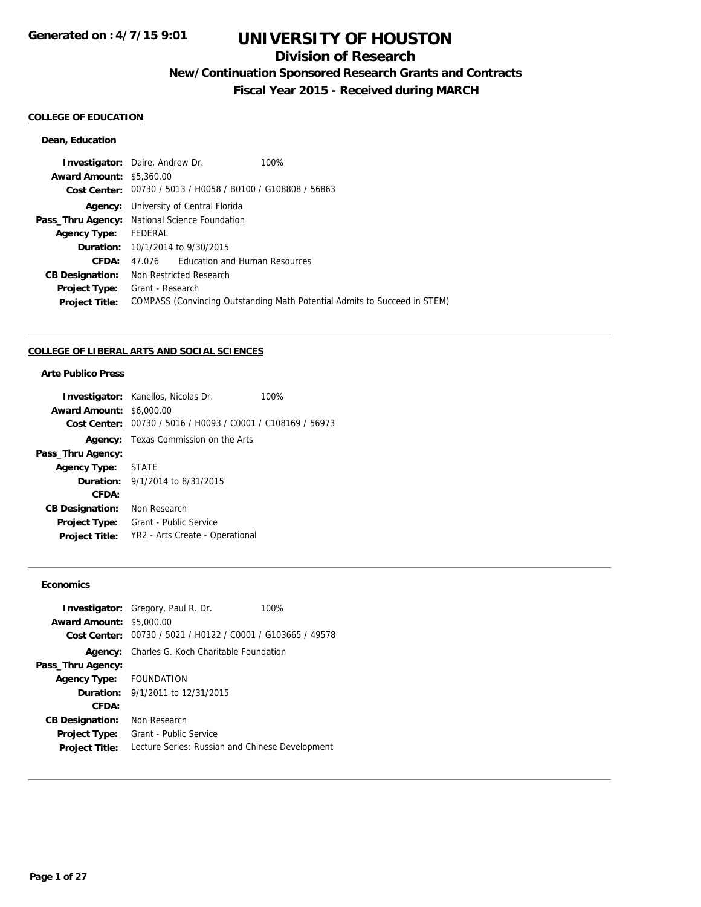Generated on : 4/7/15 9:01

# UNIVERSITY OF HOUSTON

## Division of Research

### New/Continuation Sponsored Research Grants and Contracts

### Fiscal Year 2015 - Received during MARCH

**COLLEGE OF EDUCATION**

**Dean, Education**

**Investigator:** Daire, Andrew Dr. 100%
**Award Amount:** $5,360.00
**Cost Center:** 00730 / 5013 / H0058 / B0100 / G108808 / 56863
**Agency:** University of Central Florida
**Pass_Thru Agency:** National Science Foundation
**Agency Type:** FEDERAL
**Duration:** 10/1/2014 to 9/30/2015
**CFDA:** 47.076 Education and Human Resources
**CB Designation:** Non Restricted Research
**Project Type:** Grant - Research
**Project Title:** COMPASS (Convincing Outstanding Math Potential Admits to Succeed in STEM)

---

**COLLEGE OF LIBERAL ARTS AND SOCIAL SCIENCES**

**Arte Publico Press**

**Investigator:** Kanellos, Nicolas Dr. 100%
**Award Amount:** $6,000.00
**Cost Center:** 00730 / 5016 / H0093 / C0001 / C108169 / 56973
**Agency:** Texas Commission on the Arts
**Pass_Thru Agency:**
**Agency Type:** STATE
**Duration:** 9/1/2014 to 8/31/2015
**CFDA:**
**CB Designation:** Non Research
**Project Type:** Grant - Public Service
**Project Title:** YR2 - Arts Create - Operational

---

**Economics**

**Investigator:** Gregory, Paul R. Dr. 100%
**Award Amount:** $5,000.00
**Cost Center:** 00730 / 5021 / H0122 / C0001 / G103665 / 49578
**Agency:** Charles G. Koch Charitable Foundation
**Pass_Thru Agency:**
**Agency Type:** FOUNDATION
**Duration:** 9/1/2011 to 12/31/2015
**CFDA:**
**CB Designation:** Non Research
**Project Type:** Grant - Public Service
**Project Title:** Lecture Series: Russian and Chinese Development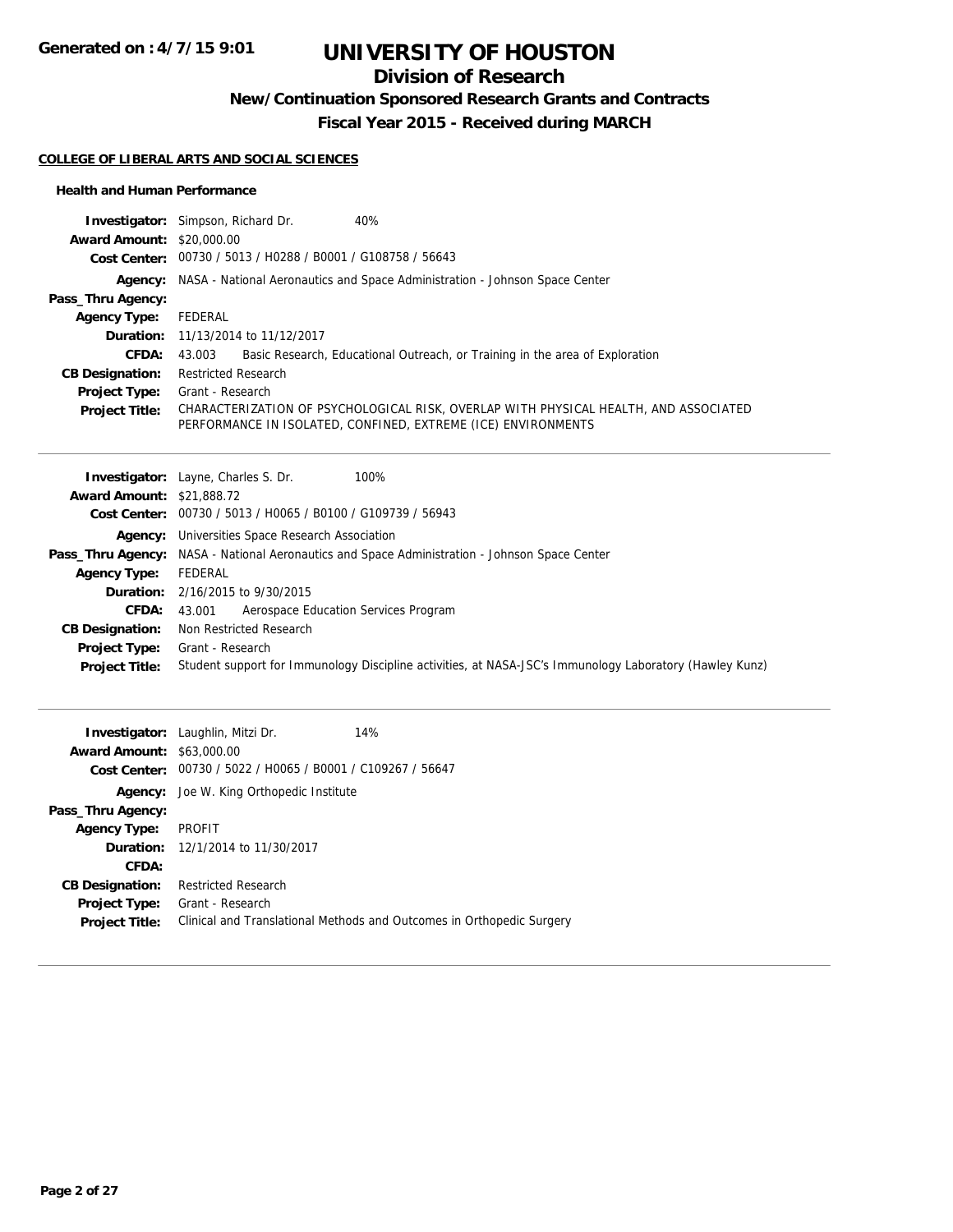# UNIVERSITY OF HOUSTON

## Division of Research

### New/Continuation Sponsored Research Grants and Contracts

### Fiscal Year 2015 - Received during MARCH

Generated on : 4/7/15 9:01

**COLLEGE OF LIBERAL ARTS AND SOCIAL SCIENCES**

**Health and Human Performance**

**Investigator:** Simpson, Richard Dr. 40%
**Award Amount:** $20,000.00
**Cost Center:** 00730 / 5013 / H0288 / B0001 / G108758 / 56643
**Agency:** NASA - National Aeronautics and Space Administration - Johnson Space Center
**Pass_Thru Agency:**
**Agency Type:** FEDERAL
**Duration:** 11/13/2014 to 11/12/2017
**CFDA:** 43.003 Basic Research, Educational Outreach, or Training in the area of Exploration
**CB Designation:** Restricted Research
**Project Type:** Grant - Research
**Project Title:** CHARACTERIZATION OF PSYCHOLOGICAL RISK, OVERLAP WITH PHYSICAL HEALTH, AND ASSOCIATED PERFORMANCE IN ISOLATED, CONFINED, EXTREME (ICE) ENVIRONMENTS

---

**Investigator:** Layne, Charles S. Dr. 100%
**Award Amount:** $21,888.72
**Cost Center:** 00730 / 5013 / H0065 / B0100 / G109739 / 56943
**Agency:** Universities Space Research Association
**Pass_Thru Agency:** NASA - National Aeronautics and Space Administration - Johnson Space Center
**Agency Type:** FEDERAL
**Duration:** 2/16/2015 to 9/30/2015
**CFDA:** 43.001 Aerospace Education Services Program
**CB Designation:** Non Restricted Research
**Project Type:** Grant - Research
**Project Title:** Student support for Immunology Discipline activities, at NASA-JSC's Immunology Laboratory (Hawley Kunz)

---

**Investigator:** Laughlin, Mitzi Dr. 14%
**Award Amount:** $63,000.00
**Cost Center:** 00730 / 5022 / H0065 / B0001 / C109267 / 56647
**Agency:** Joe W. King Orthopedic Institute
**Pass_Thru Agency:**
**Agency Type:** PROFIT
**Duration:** 12/1/2014 to 11/30/2017
**CFDA:**
**CB Designation:** Restricted Research
**Project Type:** Grant - Research
**Project Title:** Clinical and Translational Methods and Outcomes in Orthopedic Surgery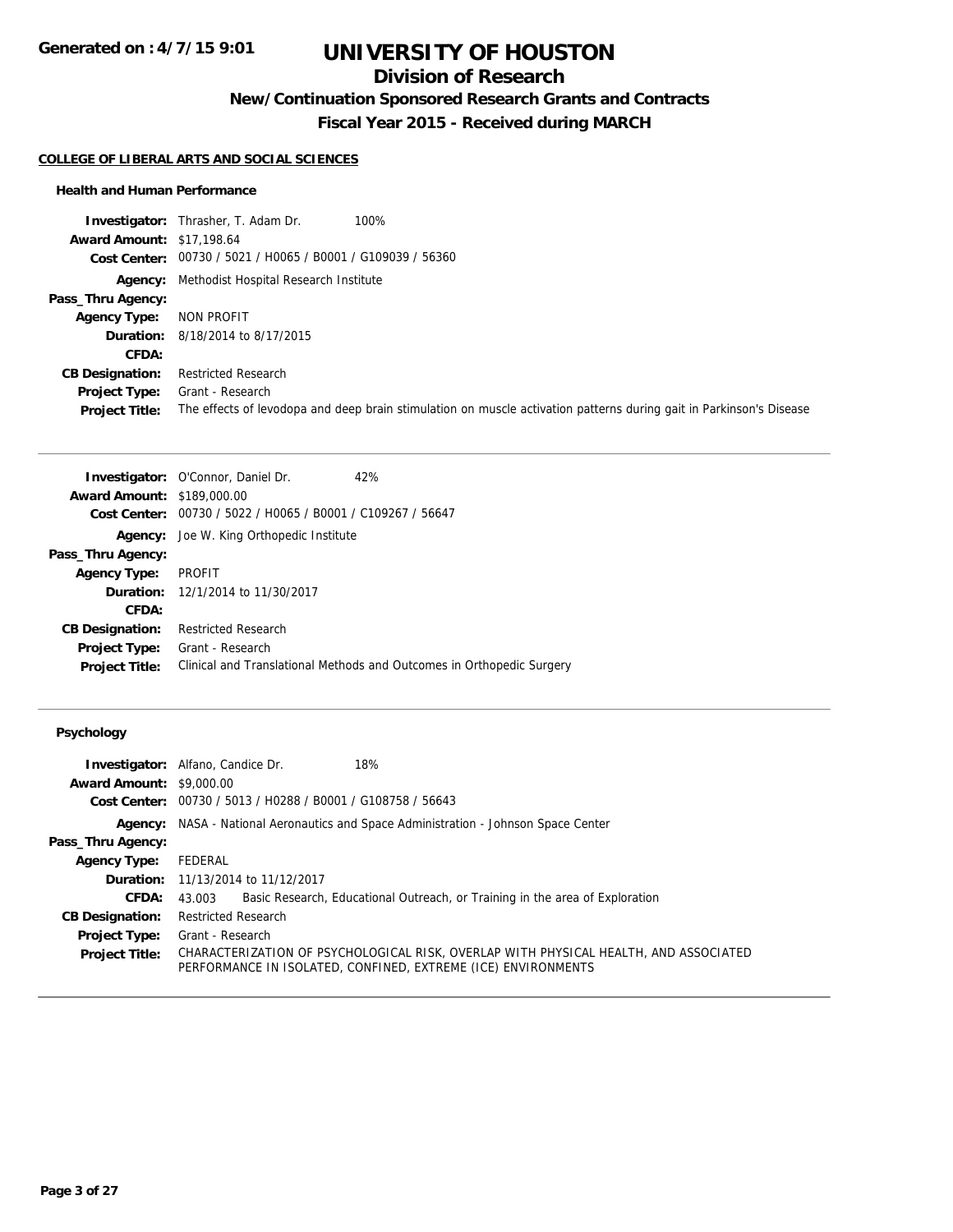# UNIVERSITY OF HOUSTON

## Division of Research

### New/Continuation Sponsored Research Grants and Contracts

### Fiscal Year 2015 - Received during MARCH

Generated on : 4/7/15 9:01

**COLLEGE OF LIBERAL ARTS AND SOCIAL SCIENCES**

**Health and Human Performance**

**Investigator:** Thrasher, T. Adam Dr. 100%
**Award Amount:** $17,198.64
**Cost Center:** 00730 / 5021 / H0065 / B0001 / G109039 / 56360
**Agency:** Methodist Hospital Research Institute
**Pass_Thru Agency:**
**Agency Type:** NON PROFIT
**Duration:** 8/18/2014 to 8/17/2015
**CFDA:**
**CB Designation:** Restricted Research
**Project Type:** Grant - Research
**Project Title:** The effects of levodopa and deep brain stimulation on muscle activation patterns during gait in Parkinson's Disease

---

**Investigator:** O'Connor, Daniel Dr. 42%
**Award Amount:** $189,000.00
**Cost Center:** 00730 / 5022 / H0065 / B0001 / C109267 / 56647
**Agency:** Joe W. King Orthopedic Institute
**Pass_Thru Agency:**
**Agency Type:** PROFIT
**Duration:** 12/1/2014 to 11/30/2017
**CFDA:**
**CB Designation:** Restricted Research
**Project Type:** Grant - Research
**Project Title:** Clinical and Translational Methods and Outcomes in Orthopedic Surgery

---

**Psychology**

**Investigator:** Alfano, Candice Dr. 18%
**Award Amount:** $9,000.00
**Cost Center:** 00730 / 5013 / H0288 / B0001 / G108758 / 56643
**Agency:** NASA - National Aeronautics and Space Administration - Johnson Space Center
**Pass_Thru Agency:**
**Agency Type:** FEDERAL
**Duration:** 11/13/2014 to 11/12/2017
**CFDA:** 43.003 Basic Research, Educational Outreach, or Training in the area of Exploration
**CB Designation:** Restricted Research
**Project Type:** Grant - Research
**Project Title:** CHARACTERIZATION OF PSYCHOLOGICAL RISK, OVERLAP WITH PHYSICAL HEALTH, AND ASSOCIATED PERFORMANCE IN ISOLATED, CONFINED, EXTREME (ICE) ENVIRONMENTS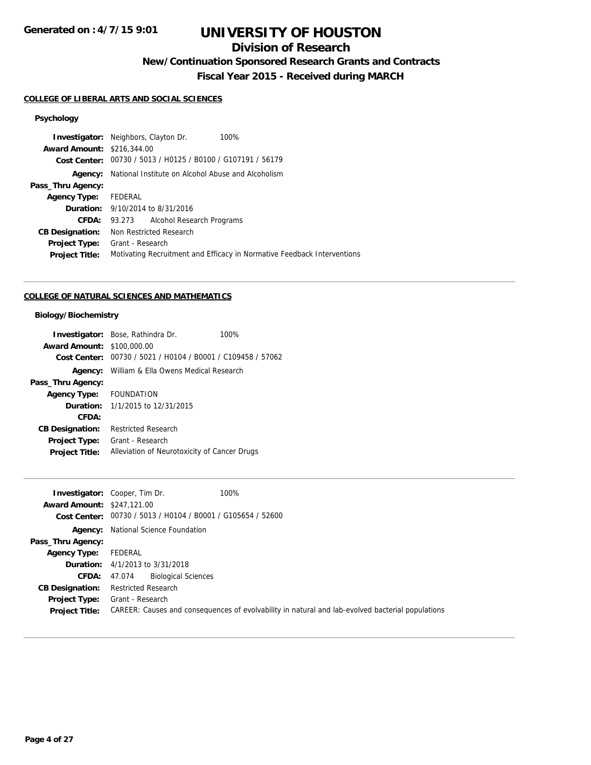**Generated on : 4/7/15 9:01**

# UNIVERSITY OF HOUSTON

## Division of Research

### New/Continuation Sponsored Research Grants and Contracts

### Fiscal Year 2015 - Received during MARCH

#### COLLEGE OF LIBERAL ARTS AND SOCIAL SCIENCES

**Psychology**

| | |
|---|---|
| **Investigator:** | Neighbors, Clayton Dr. 100% |
| **Award Amount:** | $216,344.00 |
| **Cost Center:** | 00730 / 5013 / H0125 / B0100 / G107191 / 56179 |
| **Agency:** | National Institute on Alcohol Abuse and Alcoholism |
| **Pass_Thru Agency:** | |
| **Agency Type:** | FEDERAL |
| **Duration:** | 9/10/2014 to 8/31/2016 |
| **CFDA:** | 93.273 Alcohol Research Programs |
| **CB Designation:** | Non Restricted Research |
| **Project Type:** | Grant - Research |
| **Project Title:** | Motivating Recruitment and Efficacy in Normative Feedback Interventions |

---

#### COLLEGE OF NATURAL SCIENCES AND MATHEMATICS

**Biology/Biochemistry**

| | |
|---|---|
| **Investigator:** | Bose, Rathindra Dr. 100% |
| **Award Amount:** | $100,000.00 |
| **Cost Center:** | 00730 / 5021 / H0104 / B0001 / C109458 / 57062 |
| **Agency:** | William & Ella Owens Medical Research |
| **Pass_Thru Agency:** | |
| **Agency Type:** | FOUNDATION |
| **Duration:** | 1/1/2015 to 12/31/2015 |
| **CFDA:** | |
| **CB Designation:** | Restricted Research |
| **Project Type:** | Grant - Research |
| **Project Title:** | Alleviation of Neurotoxicity of Cancer Drugs |

---

| | |
|---|---|
| **Investigator:** | Cooper, Tim Dr. 100% |
| **Award Amount:** | $247,121.00 |
| **Cost Center:** | 00730 / 5013 / H0104 / B0001 / G105654 / 52600 |
| **Agency:** | National Science Foundation |
| **Pass_Thru Agency:** | |
| **Agency Type:** | FEDERAL |
| **Duration:** | 4/1/2013 to 3/31/2018 |
| **CFDA:** | 47.074 Biological Sciences |
| **CB Designation:** | Restricted Research |
| **Project Type:** | Grant - Research |
| **Project Title:** | CAREER: Causes and consequences of evolvability in natural and lab-evolved bacterial populations |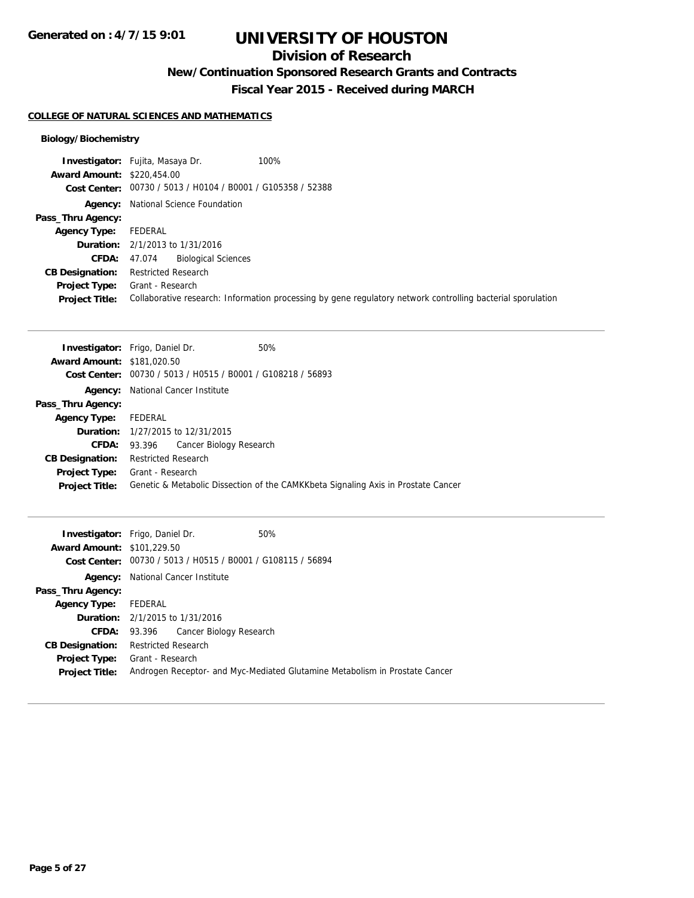# UNIVERSITY OF HOUSTON

## Division of Research

### New/Continuation Sponsored Research Grants and Contracts

### Fiscal Year 2015 - Received during MARCH

**COLLEGE OF NATURAL SCIENCES AND MATHEMATICS**

**Biology/Biochemistry**

**Investigator:** Fujita, Masaya Dr. 100%
**Award Amount:** $220,454.00
**Cost Center:** 00730 / 5013 / H0104 / B0001 / G105358 / 52388
**Agency:** National Science Foundation
**Pass_Thru Agency:**
**Agency Type:** FEDERAL
**Duration:** 2/1/2013 to 1/31/2016
**CFDA:** 47.074 Biological Sciences
**CB Designation:** Restricted Research
**Project Type:** Grant - Research
**Project Title:** Collaborative research: Information processing by gene regulatory network controlling bacterial sporulation

---

**Investigator:** Frigo, Daniel Dr. 50%
**Award Amount:** $181,020.50
**Cost Center:** 00730 / 5013 / H0515 / B0001 / G108218 / 56893
**Agency:** National Cancer Institute
**Pass_Thru Agency:**
**Agency Type:** FEDERAL
**Duration:** 1/27/2015 to 12/31/2015
**CFDA:** 93.396 Cancer Biology Research
**CB Designation:** Restricted Research
**Project Type:** Grant - Research
**Project Title:** Genetic & Metabolic Dissection of the CAMKKbeta Signaling Axis in Prostate Cancer

---

**Investigator:** Frigo, Daniel Dr. 50%
**Award Amount:** $101,229.50
**Cost Center:** 00730 / 5013 / H0515 / B0001 / G108115 / 56894
**Agency:** National Cancer Institute
**Pass_Thru Agency:**
**Agency Type:** FEDERAL
**Duration:** 2/1/2015 to 1/31/2016
**CFDA:** 93.396 Cancer Biology Research
**CB Designation:** Restricted Research
**Project Type:** Grant - Research
**Project Title:** Androgen Receptor- and Myc-Mediated Glutamine Metabolism in Prostate Cancer

---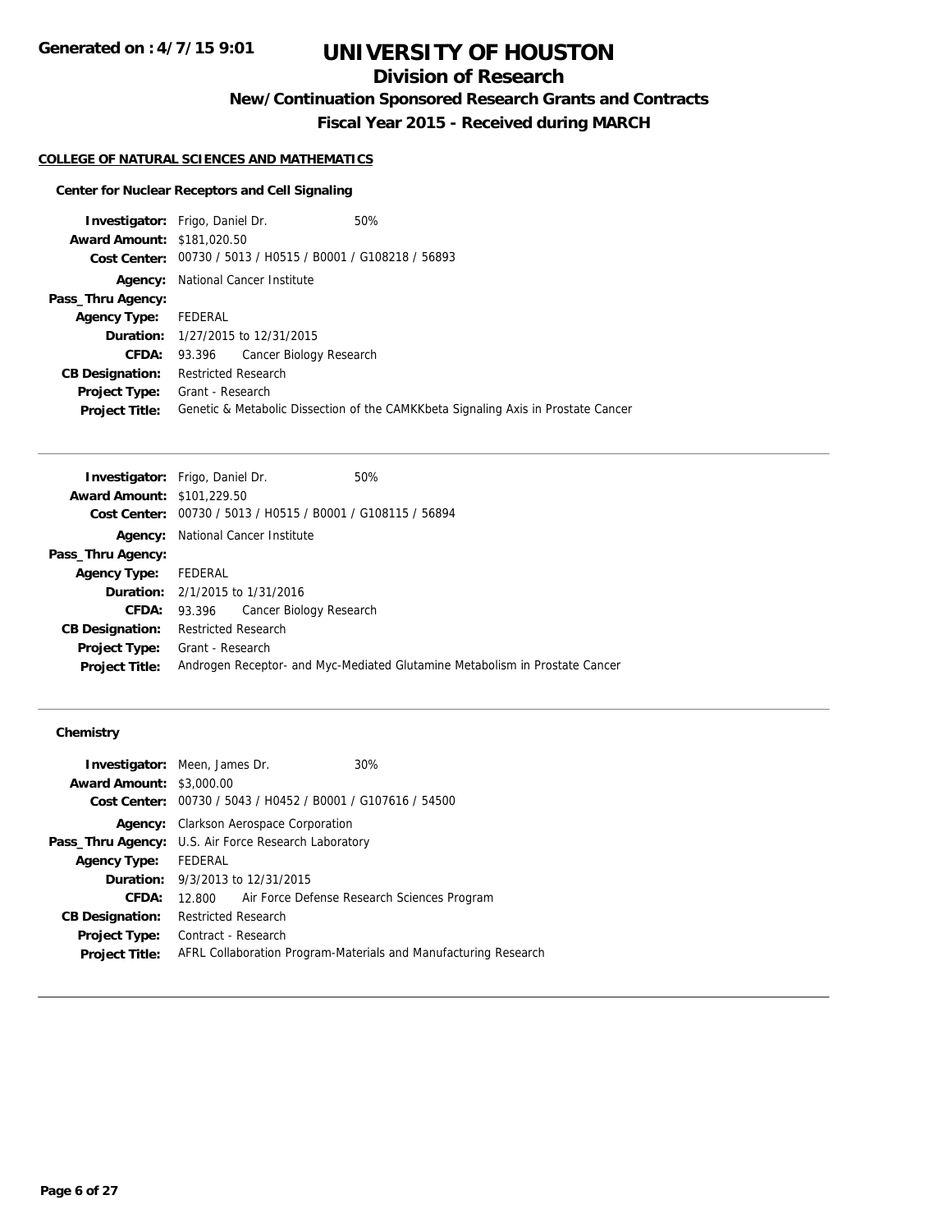# UNIVERSITY OF HOUSTON

## Division of Research

### New/Continuation Sponsored Research Grants and Contracts

### Fiscal Year 2015 - Received during MARCH

**Generated on : 4/7/15 9:01**

#### COLLEGE OF NATURAL SCIENCES AND MATHEMATICS

##### Center for Nuclear Receptors and Cell Signaling

**Investigator:** Frigo, Daniel Dr. 50%
**Award Amount:** $181,020.50
**Cost Center:** 00730 / 5013 / H0515 / B0001 / G108218 / 56893
**Agency:** National Cancer Institute
**Pass_Thru Agency:**
**Agency Type:** FEDERAL
**Duration:** 1/27/2015 to 12/31/2015
**CFDA:** 93.396 Cancer Biology Research
**CB Designation:** Restricted Research
**Project Type:** Grant - Research
**Project Title:** Genetic & Metabolic Dissection of the CAMKKbeta Signaling Axis in Prostate Cancer

---

**Investigator:** Frigo, Daniel Dr. 50%
**Award Amount:** $101,229.50
**Cost Center:** 00730 / 5013 / H0515 / B0001 / G108115 / 56894
**Agency:** National Cancer Institute
**Pass_Thru Agency:**
**Agency Type:** FEDERAL
**Duration:** 2/1/2015 to 1/31/2016
**CFDA:** 93.396 Cancer Biology Research
**CB Designation:** Restricted Research
**Project Type:** Grant - Research
**Project Title:** Androgen Receptor- and Myc-Mediated Glutamine Metabolism in Prostate Cancer

---

##### Chemistry

**Investigator:** Meen, James Dr. 30%
**Award Amount:** $3,000.00
**Cost Center:** 00730 / 5043 / H0452 / B0001 / G107616 / 54500
**Agency:** Clarkson Aerospace Corporation
**Pass_Thru Agency:** U.S. Air Force Research Laboratory
**Agency Type:** FEDERAL
**Duration:** 9/3/2013 to 12/31/2015
**CFDA:** 12.800 Air Force Defense Research Sciences Program
**CB Designation:** Restricted Research
**Project Type:** Contract - Research
**Project Title:** AFRL Collaboration Program-Materials and Manufacturing Research

---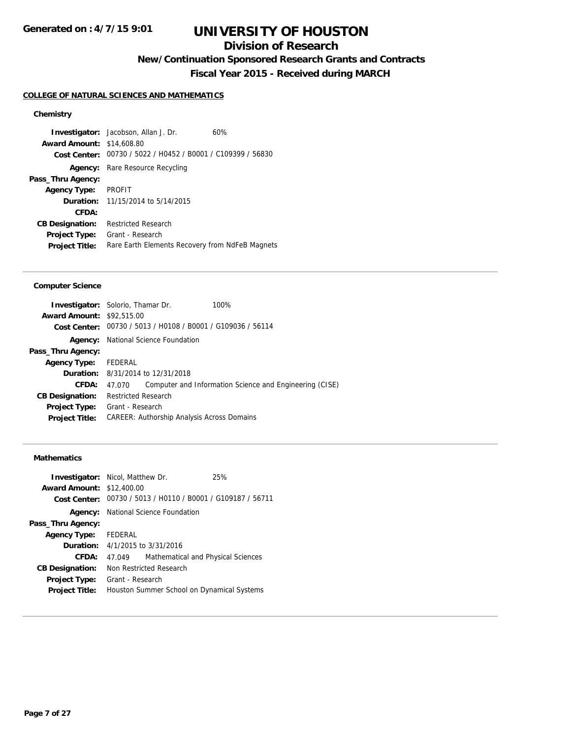**Generated on : 4/7/15 9:01**

# UNIVERSITY OF HOUSTON

## Division of Research

### New/Continuation Sponsored Research Grants and Contracts

### Fiscal Year 2015 - Received during MARCH

**COLLEGE OF NATURAL SCIENCES AND MATHEMATICS**

#### Chemistry

| | |
|---|---|
| **Investigator:** | Jacobson, Allan J. Dr. 60% |
| **Award Amount:** | $14,608.80 |
| **Cost Center:** | 00730 / 5022 / H0452 / B0001 / C109399 / 56830 |
| **Agency:** | Rare Resource Recycling |
| **Pass_Thru Agency:** | |
| **Agency Type:** | PROFIT |
| **Duration:** | 11/15/2014 to 5/14/2015 |
| **CFDA:** | |
| **CB Designation:** | Restricted Research |
| **Project Type:** | Grant - Research |
| **Project Title:** | Rare Earth Elements Recovery from NdFeB Magnets |

---

#### Computer Science

| | |
|---|---|
| **Investigator:** | Solorio, Thamar Dr. 100% |
| **Award Amount:** | $92,515.00 |
| **Cost Center:** | 00730 / 5013 / H0108 / B0001 / G109036 / 56114 |
| **Agency:** | National Science Foundation |
| **Pass_Thru Agency:** | |
| **Agency Type:** | FEDERAL |
| **Duration:** | 8/31/2014 to 12/31/2018 |
| **CFDA:** | 47.070 Computer and Information Science and Engineering (CISE) |
| **CB Designation:** | Restricted Research |
| **Project Type:** | Grant - Research |
| **Project Title:** | CAREER: Authorship Analysis Across Domains |

---

#### Mathematics

| | |
|---|---|
| **Investigator:** | Nicol, Matthew Dr. 25% |
| **Award Amount:** | $12,400.00 |
| **Cost Center:** | 00730 / 5013 / H0110 / B0001 / G109187 / 56711 |
| **Agency:** | National Science Foundation |
| **Pass_Thru Agency:** | |
| **Agency Type:** | FEDERAL |
| **Duration:** | 4/1/2015 to 3/31/2016 |
| **CFDA:** | 47.049 Mathematical and Physical Sciences |
| **CB Designation:** | Non Restricted Research |
| **Project Type:** | Grant - Research |
| **Project Title:** | Houston Summer School on Dynamical Systems |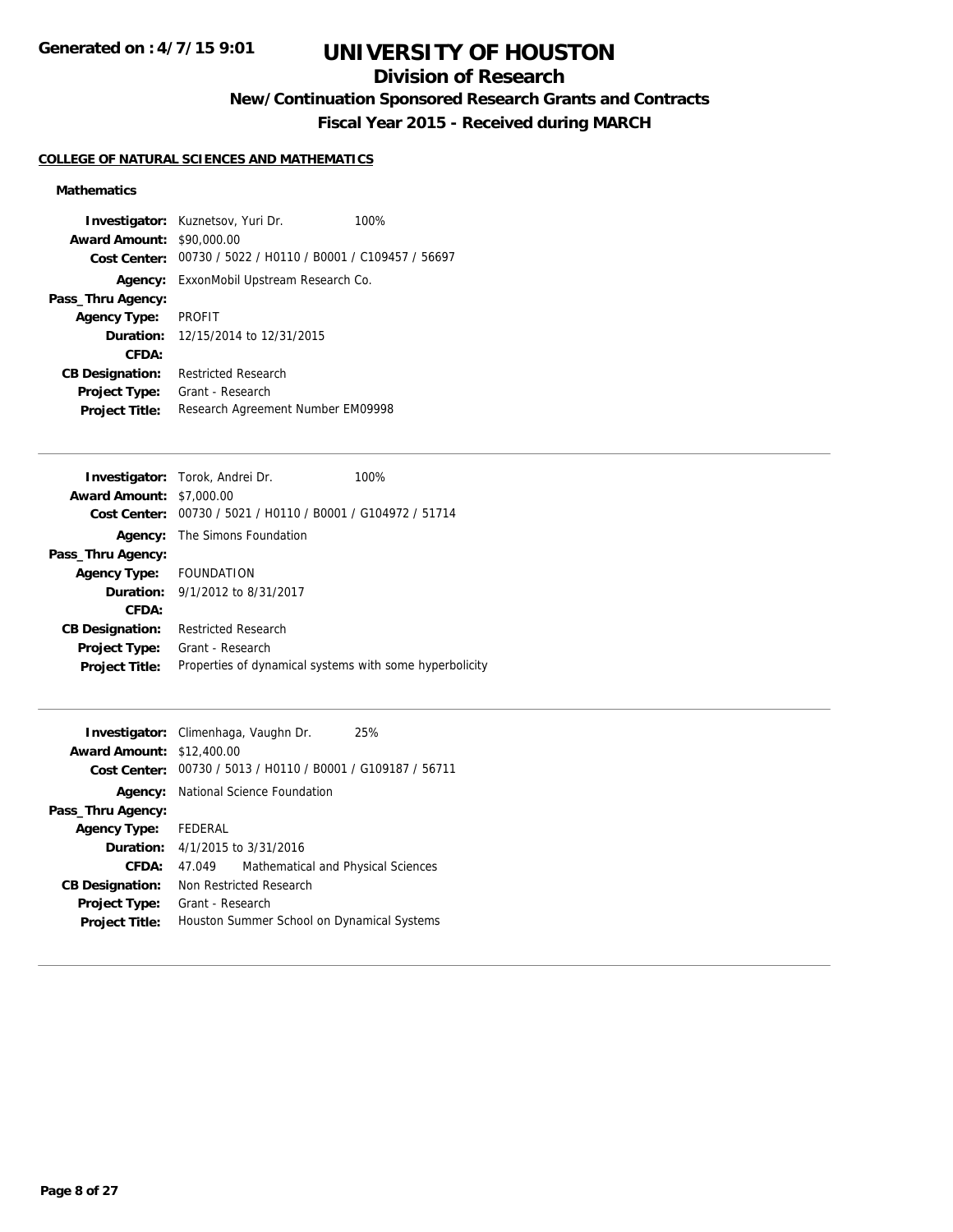Generated on : 4/7/15 9:01

# UNIVERSITY OF HOUSTON

## Division of Research

### New/Continuation Sponsored Research Grants and Contracts

### Fiscal Year 2015 - Received during MARCH

**COLLEGE OF NATURAL SCIENCES AND MATHEMATICS**

**Mathematics**

**Investigator:** Kuznetsov, Yuri Dr. 100%
**Award Amount:** $90,000.00
**Cost Center:** 00730 / 5022 / H0110 / B0001 / C109457 / 56697
**Agency:** ExxonMobil Upstream Research Co.
**Pass_Thru Agency:**
**Agency Type:** PROFIT
**Duration:** 12/15/2014 to 12/31/2015
**CFDA:**
**CB Designation:** Restricted Research
**Project Type:** Grant - Research
**Project Title:** Research Agreement Number EM09998

---

**Investigator:** Torok, Andrei Dr. 100%
**Award Amount:** $7,000.00
**Cost Center:** 00730 / 5021 / H0110 / B0001 / G104972 / 51714
**Agency:** The Simons Foundation
**Pass_Thru Agency:**
**Agency Type:** FOUNDATION
**Duration:** 9/1/2012 to 8/31/2017
**CFDA:**
**CB Designation:** Restricted Research
**Project Type:** Grant - Research
**Project Title:** Properties of dynamical systems with some hyperbolicity

---

**Investigator:** Climenhaga, Vaughn Dr. 25%
**Award Amount:** $12,400.00
**Cost Center:** 00730 / 5013 / H0110 / B0001 / G109187 / 56711
**Agency:** National Science Foundation
**Pass_Thru Agency:**
**Agency Type:** FEDERAL
**Duration:** 4/1/2015 to 3/31/2016
**CFDA:** 47.049 Mathematical and Physical Sciences
**CB Designation:** Non Restricted Research
**Project Type:** Grant - Research
**Project Title:** Houston Summer School on Dynamical Systems

---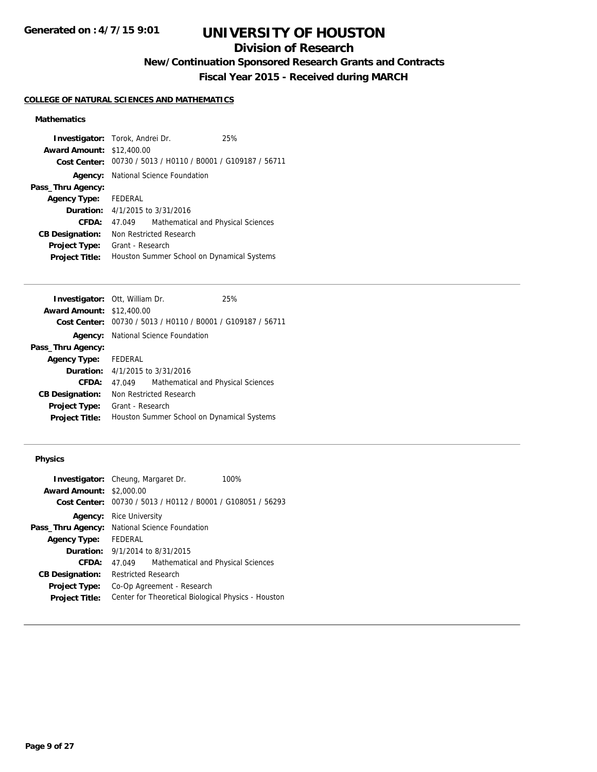Generated on : 4/7/15 9:01

# UNIVERSITY OF HOUSTON

## Division of Research

### New/Continuation Sponsored Research Grants and Contracts

### Fiscal Year 2015 - Received during MARCH

**COLLEGE OF NATURAL SCIENCES AND MATHEMATICS**

#### Mathematics

**Investigator:** Torok, Andrei Dr. 25%
**Award Amount:** $12,400.00
**Cost Center:** 00730 / 5013 / H0110 / B0001 / G109187 / 56711
**Agency:** National Science Foundation
**Pass_Thru Agency:**
**Agency Type:** FEDERAL
**Duration:** 4/1/2015 to 3/31/2016
**CFDA:** 47.049 Mathematical and Physical Sciences
**CB Designation:** Non Restricted Research
**Project Type:** Grant - Research
**Project Title:** Houston Summer School on Dynamical Systems

---

**Investigator:** Ott, William Dr. 25%
**Award Amount:** $12,400.00
**Cost Center:** 00730 / 5013 / H0110 / B0001 / G109187 / 56711
**Agency:** National Science Foundation
**Pass_Thru Agency:**
**Agency Type:** FEDERAL
**Duration:** 4/1/2015 to 3/31/2016
**CFDA:** 47.049 Mathematical and Physical Sciences
**CB Designation:** Non Restricted Research
**Project Type:** Grant - Research
**Project Title:** Houston Summer School on Dynamical Systems

---

#### Physics

**Investigator:** Cheung, Margaret Dr. 100%
**Award Amount:** $2,000.00
**Cost Center:** 00730 / 5013 / H0112 / B0001 / G108051 / 56293
**Agency:** Rice University
**Pass_Thru Agency:** National Science Foundation
**Agency Type:** FEDERAL
**Duration:** 9/1/2014 to 8/31/2015
**CFDA:** 47.049 Mathematical and Physical Sciences
**CB Designation:** Restricted Research
**Project Type:** Co-Op Agreement - Research
**Project Title:** Center for Theoretical Biological Physics - Houston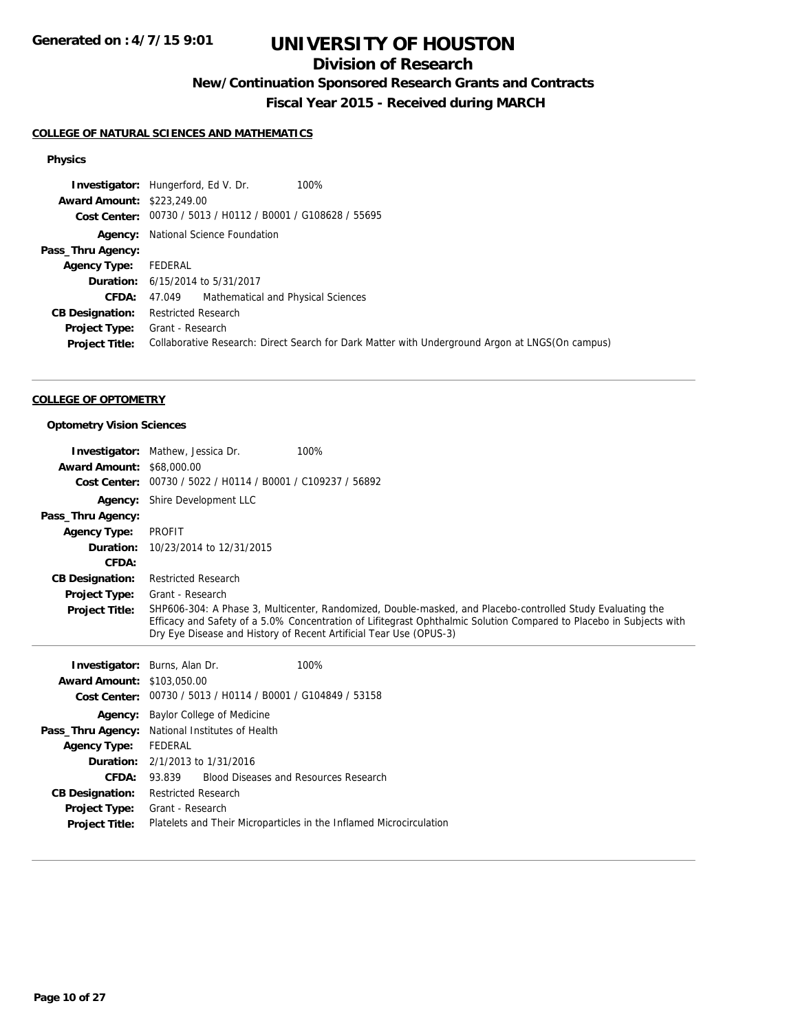# UNIVERSITY OF HOUSTON

## Division of Research

### New/Continuation Sponsored Research Grants and Contracts

### Fiscal Year 2015 - Received during MARCH

Generated on : 4/7/15 9:01

**COLLEGE OF NATURAL SCIENCES AND MATHEMATICS**

**Physics**

| | | |
|---|---|---|
| **Investigator:** | Hungerford, Ed V. Dr. | 100% |
| **Award Amount:** | $223,249.00 | |
| **Cost Center:** | 00730 / 5013 / H0112 / B0001 / G108628 / 55695 | |
| **Agency:** | National Science Foundation | |
| **Pass_Thru Agency:** | | |
| **Agency Type:** | FEDERAL | |
| **Duration:** | 6/15/2014 to 5/31/2017 | |
| **CFDA:** | 47.049 Mathematical and Physical Sciences | |
| **CB Designation:** | Restricted Research | |
| **Project Type:** | Grant - Research | |
| **Project Title:** | Collaborative Research: Direct Search for Dark Matter with Underground Argon at LNGS(On campus) | |

**COLLEGE OF OPTOMETRY**

**Optometry Vision Sciences**

| | | |
|---|---|---|
| **Investigator:** | Mathew, Jessica Dr. | 100% |
| **Award Amount:** | $68,000.00 | |
| **Cost Center:** | 00730 / 5022 / H0114 / B0001 / C109237 / 56892 | |
| **Agency:** | Shire Development LLC | |
| **Pass_Thru Agency:** | | |
| **Agency Type:** | PROFIT | |
| **Duration:** | 10/23/2014 to 12/31/2015 | |
| **CFDA:** | | |
| **CB Designation:** | Restricted Research | |
| **Project Type:** | Grant - Research | |
| **Project Title:** | SHP606-304: A Phase 3, Multicenter, Randomized, Double-masked, and Placebo-controlled Study Evaluating the Efficacy and Safety of a 5.0% Concentration of Lifitegrast Ophthalmic Solution Compared to Placebo in Subjects with Dry Eye Disease and History of Recent Artificial Tear Use (OPUS-3) | |

| | | |
|---|---|---|
| **Investigator:** | Burns, Alan Dr. | 100% |
| **Award Amount:** | $103,050.00 | |
| **Cost Center:** | 00730 / 5013 / H0114 / B0001 / G104849 / 53158 | |
| **Agency:** | Baylor College of Medicine | |
| **Pass_Thru Agency:** | National Institutes of Health | |
| **Agency Type:** | FEDERAL | |
| **Duration:** | 2/1/2013 to 1/31/2016 | |
| **CFDA:** | 93.839 Blood Diseases and Resources Research | |
| **CB Designation:** | Restricted Research | |
| **Project Type:** | Grant - Research | |
| **Project Title:** | Platelets and Their Microparticles in the Inflamed Microcirculation | |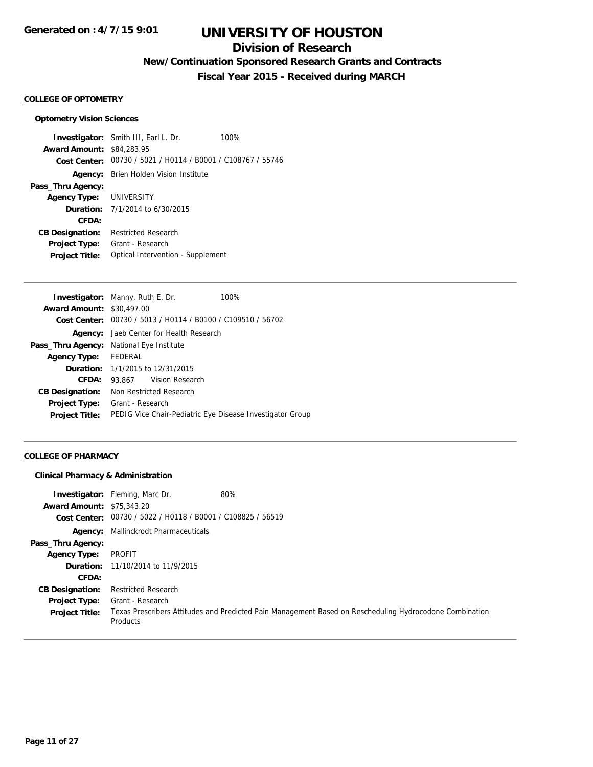# UNIVERSITY OF HOUSTON

## Division of Research

### New/Continuation Sponsored Research Grants and Contracts

### Fiscal Year 2015 - Received during MARCH

Generated on : 4/7/15 9:01

#### COLLEGE OF OPTOMETRY

##### Optometry Vision Sciences

**Investigator:** Smith III, Earl L. Dr. 100%
**Award Amount:** $84,283.95
**Cost Center:** 00730 / 5021 / H0114 / B0001 / C108767 / 55746
**Agency:** Brien Holden Vision Institute
**Pass_Thru Agency:**
**Agency Type:** UNIVERSITY
**Duration:** 7/1/2014 to 6/30/2015
**CFDA:**
**CB Designation:** Restricted Research
**Project Type:** Grant - Research
**Project Title:** Optical Intervention - Supplement

---

**Investigator:** Manny, Ruth E. Dr. 100%
**Award Amount:** $30,497.00
**Cost Center:** 00730 / 5013 / H0114 / B0100 / C109510 / 56702
**Agency:** Jaeb Center for Health Research
**Pass_Thru Agency:** National Eye Institute
**Agency Type:** FEDERAL
**Duration:** 1/1/2015 to 12/31/2015
**CFDA:** 93.867 Vision Research
**CB Designation:** Non Restricted Research
**Project Type:** Grant - Research
**Project Title:** PEDIG Vice Chair-Pediatric Eye Disease Investigator Group

---

#### COLLEGE OF PHARMACY

##### Clinical Pharmacy & Administration

**Investigator:** Fleming, Marc Dr. 80%
**Award Amount:** $75,343.20
**Cost Center:** 00730 / 5022 / H0118 / B0001 / C108825 / 56519
**Agency:** Mallinckrodt Pharmaceuticals
**Pass_Thru Agency:**
**Agency Type:** PROFIT
**Duration:** 11/10/2014 to 11/9/2015
**CFDA:**
**CB Designation:** Restricted Research
**Project Type:** Grant - Research
**Project Title:** Texas Prescribers Attitudes and Predicted Pain Management Based on Rescheduling Hydrocodone Combination Products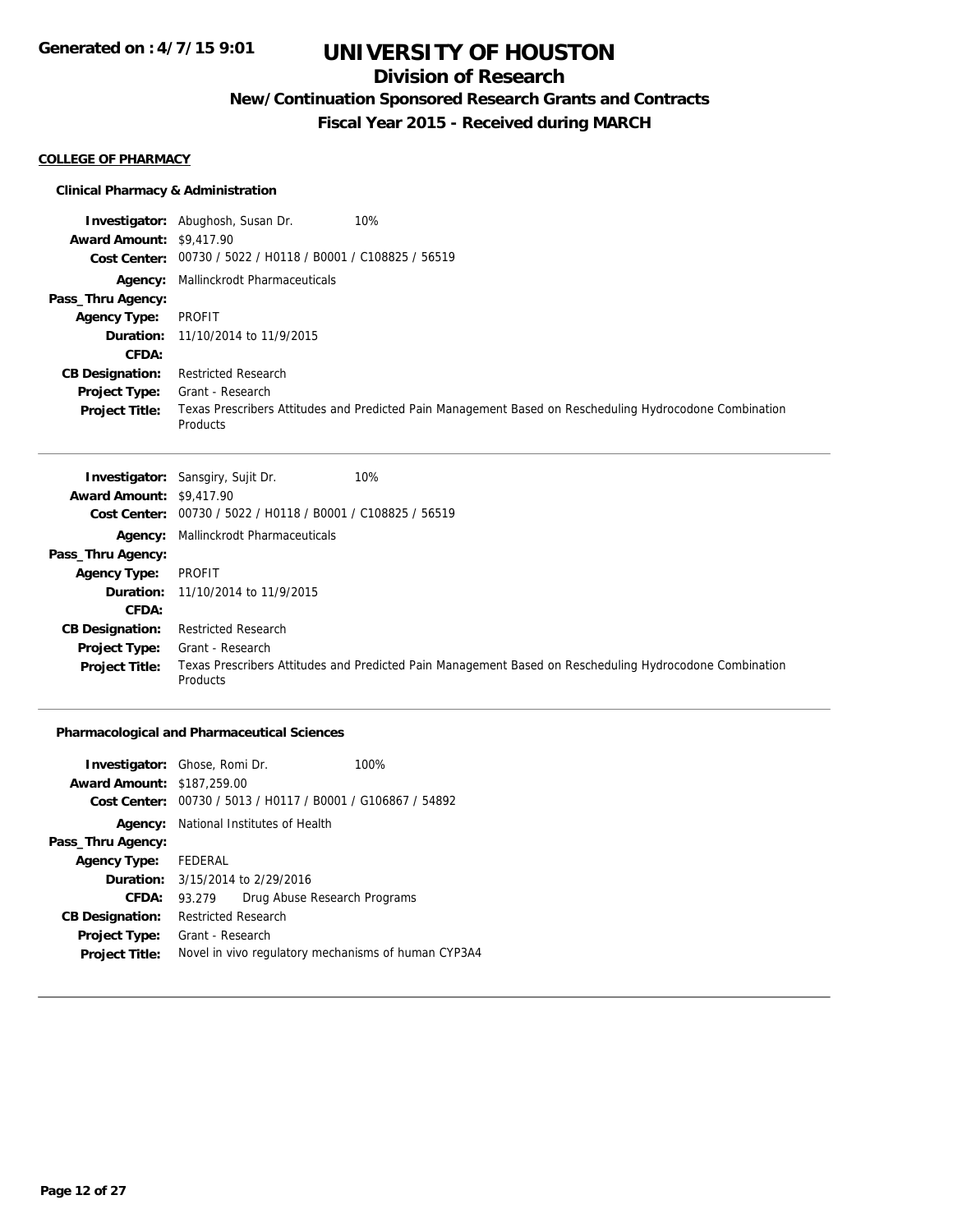**Generated on : 4/7/15 9:01**

# UNIVERSITY OF HOUSTON

## Division of Research

### New/Continuation Sponsored Research Grants and Contracts

### Fiscal Year 2015 - Received during MARCH

**COLLEGE OF PHARMACY**

**Clinical Pharmacy & Administration**

**Investigator:** Abughosh, Susan Dr. 10%
**Award Amount:** $9,417.90
**Cost Center:** 00730 / 5022 / H0118 / B0001 / C108825 / 56519
**Agency:** Mallinckrodt Pharmaceuticals
**Pass_Thru Agency:**
**Agency Type:** PROFIT
**Duration:** 11/10/2014 to 11/9/2015
**CFDA:**
**CB Designation:** Restricted Research
**Project Type:** Grant - Research
**Project Title:** Texas Prescribers Attitudes and Predicted Pain Management Based on Rescheduling Hydrocodone Combination Products

---

**Investigator:** Sansgiry, Sujit Dr. 10%
**Award Amount:** $9,417.90
**Cost Center:** 00730 / 5022 / H0118 / B0001 / C108825 / 56519
**Agency:** Mallinckrodt Pharmaceuticals
**Pass_Thru Agency:**
**Agency Type:** PROFIT
**Duration:** 11/10/2014 to 11/9/2015
**CFDA:**
**CB Designation:** Restricted Research
**Project Type:** Grant - Research
**Project Title:** Texas Prescribers Attitudes and Predicted Pain Management Based on Rescheduling Hydrocodone Combination Products

---

**Pharmacological and Pharmaceutical Sciences**

**Investigator:** Ghose, Romi Dr. 100%
**Award Amount:** $187,259.00
**Cost Center:** 00730 / 5013 / H0117 / B0001 / G106867 / 54892
**Agency:** National Institutes of Health
**Pass_Thru Agency:**
**Agency Type:** FEDERAL
**Duration:** 3/15/2014 to 2/29/2016
**CFDA:** 93.279 Drug Abuse Research Programs
**CB Designation:** Restricted Research
**Project Type:** Grant - Research
**Project Title:** Novel in vivo regulatory mechanisms of human CYP3A4

---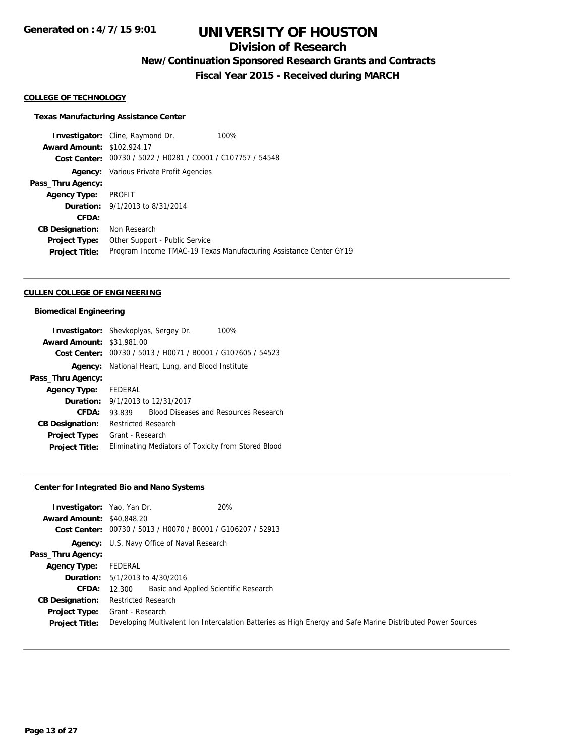# UNIVERSITY OF HOUSTON

## Division of Research

### New/Continuation Sponsored Research Grants and Contracts

### Fiscal Year 2015 - Received during MARCH

Generated on : 4/7/15 9:01

**COLLEGE OF TECHNOLOGY**

**Texas Manufacturing Assistance Center**

| | |
|---|---|
| **Investigator:** | Cline, Raymond Dr. 100% |
| **Award Amount:** | $102,924.17 |
| **Cost Center:** | 00730 / 5022 / H0281 / C0001 / C107757 / 54548 |
| **Agency:** | Various Private Profit Agencies |
| **Pass_Thru Agency:** | |
| **Agency Type:** | PROFIT |
| **Duration:** | 9/1/2013 to 8/31/2014 |
| **CFDA:** | |
| **CB Designation:** | Non Research |
| **Project Type:** | Other Support - Public Service |
| **Project Title:** | Program Income TMAC-19 Texas Manufacturing Assistance Center GY19 |

**CULLEN COLLEGE OF ENGINEERING**

**Biomedical Engineering**

| | |
|---|---|
| **Investigator:** | Shevkoplyas, Sergey Dr. 100% |
| **Award Amount:** | $31,981.00 |
| **Cost Center:** | 00730 / 5013 / H0071 / B0001 / G107605 / 54523 |
| **Agency:** | National Heart, Lung, and Blood Institute |
| **Pass_Thru Agency:** | |
| **Agency Type:** | FEDERAL |
| **Duration:** | 9/1/2013 to 12/31/2017 |
| **CFDA:** | 93.839 Blood Diseases and Resources Research |
| **CB Designation:** | Restricted Research |
| **Project Type:** | Grant - Research |
| **Project Title:** | Eliminating Mediators of Toxicity from Stored Blood |

**Center for Integrated Bio and Nano Systems**

| | |
|---|---|
| **Investigator:** | Yao, Yan Dr. 20% |
| **Award Amount:** | $40,848.20 |
| **Cost Center:** | 00730 / 5013 / H0070 / B0001 / G106207 / 52913 |
| **Agency:** | U.S. Navy Office of Naval Research |
| **Pass_Thru Agency:** | |
| **Agency Type:** | FEDERAL |
| **Duration:** | 5/1/2013 to 4/30/2016 |
| **CFDA:** | 12.300 Basic and Applied Scientific Research |
| **CB Designation:** | Restricted Research |
| **Project Type:** | Grant - Research |
| **Project Title:** | Developing Multivalent Ion Intercalation Batteries as High Energy and Safe Marine Distributed Power Sources |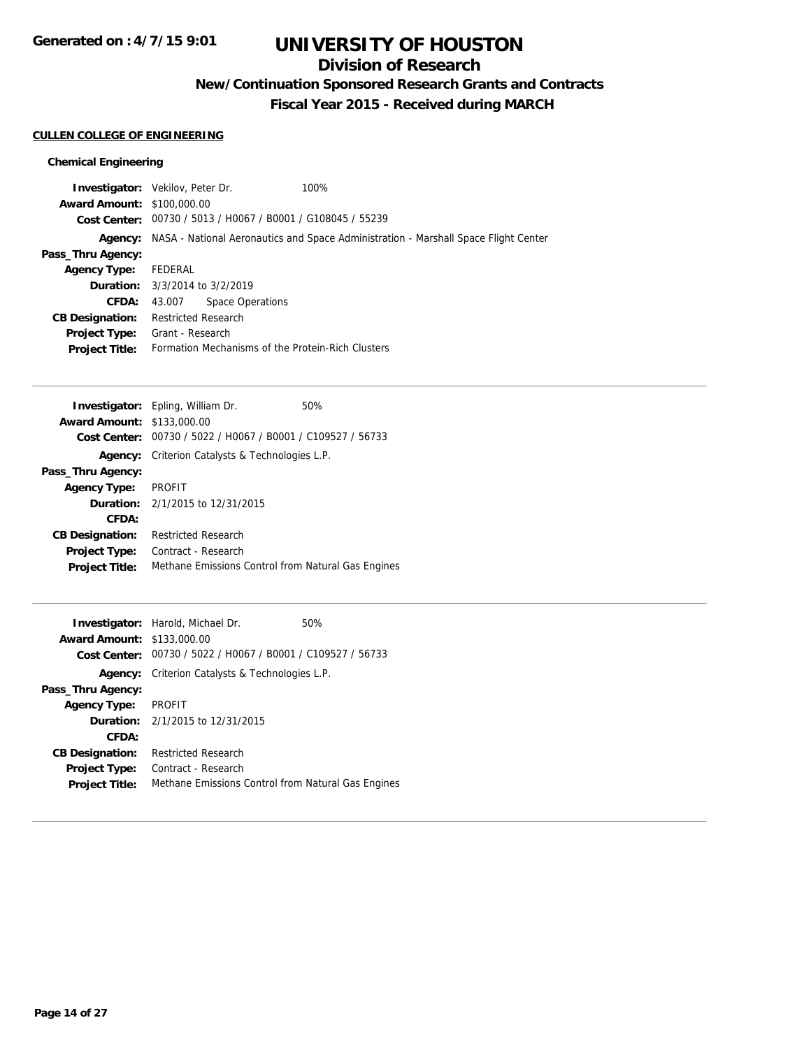# UNIVERSITY OF HOUSTON

## Division of Research

### New/Continuation Sponsored Research Grants and Contracts

### Fiscal Year 2015 - Received during MARCH

**CULLEN COLLEGE OF ENGINEERING**

#### Chemical Engineering

**Investigator:** Vekilov, Peter Dr. 100%
**Award Amount:** $100,000.00
**Cost Center:** 00730 / 5013 / H0067 / B0001 / G108045 / 55239
**Agency:** NASA - National Aeronautics and Space Administration - Marshall Space Flight Center
**Pass_Thru Agency:**
**Agency Type:** FEDERAL
**Duration:** 3/3/2014 to 3/2/2019
**CFDA:** 43.007 Space Operations
**CB Designation:** Restricted Research
**Project Type:** Grant - Research
**Project Title:** Formation Mechanisms of the Protein-Rich Clusters

---

**Investigator:** Epling, William Dr. 50%
**Award Amount:** $133,000.00
**Cost Center:** 00730 / 5022 / H0067 / B0001 / C109527 / 56733
**Agency:** Criterion Catalysts & Technologies L.P.
**Pass_Thru Agency:**
**Agency Type:** PROFIT
**Duration:** 2/1/2015 to 12/31/2015
**CFDA:**
**CB Designation:** Restricted Research
**Project Type:** Contract - Research
**Project Title:** Methane Emissions Control from Natural Gas Engines

---

**Investigator:** Harold, Michael Dr. 50%
**Award Amount:** $133,000.00
**Cost Center:** 00730 / 5022 / H0067 / B0001 / C109527 / 56733
**Agency:** Criterion Catalysts & Technologies L.P.
**Pass_Thru Agency:**
**Agency Type:** PROFIT
**Duration:** 2/1/2015 to 12/31/2015
**CFDA:**
**CB Designation:** Restricted Research
**Project Type:** Contract - Research
**Project Title:** Methane Emissions Control from Natural Gas Engines

---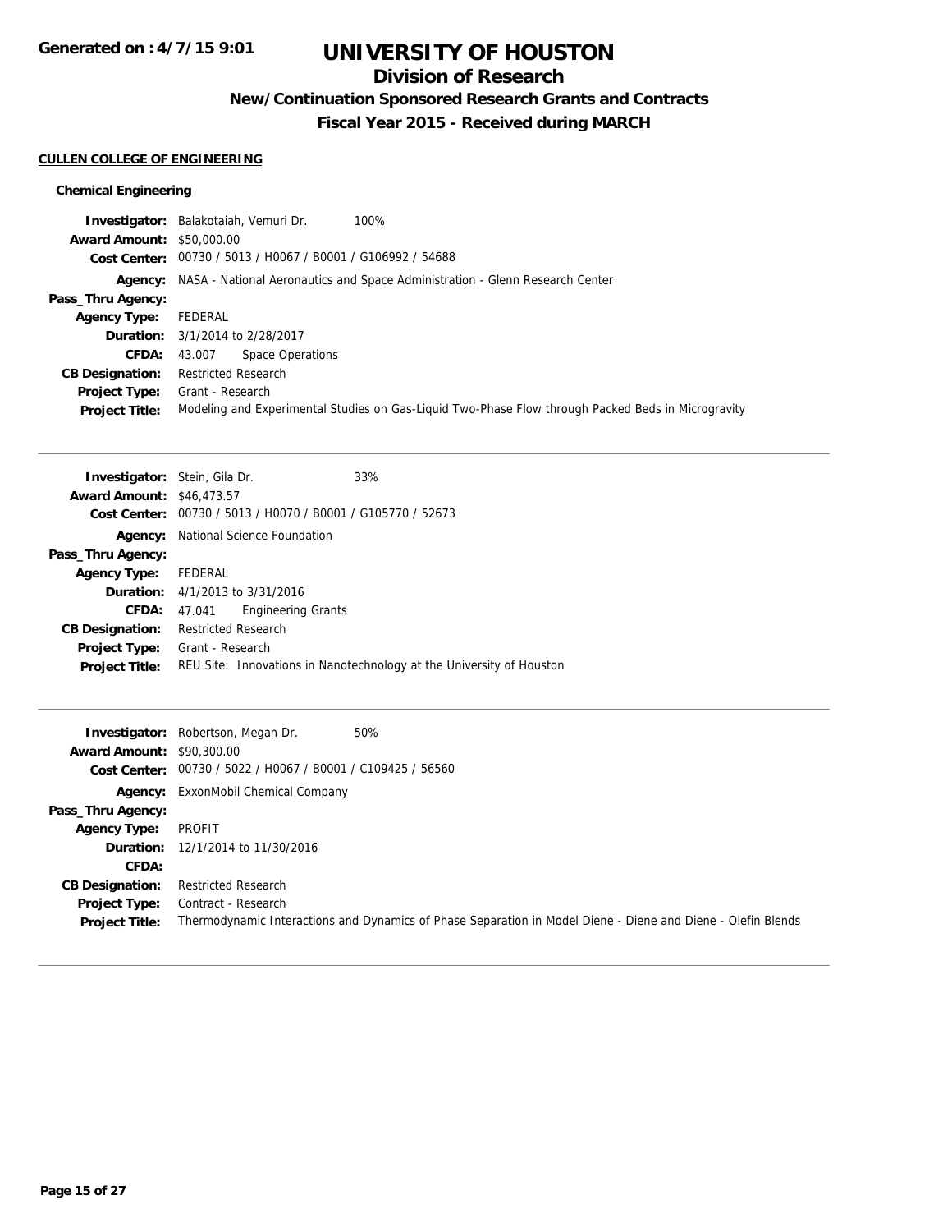# UNIVERSITY OF HOUSTON

## Division of Research

### New/Continuation Sponsored Research Grants and Contracts

### Fiscal Year 2015 - Received during MARCH

**Generated on : 4/7/15 9:01**

**CULLEN COLLEGE OF ENGINEERING**

**Chemical Engineering**

**Investigator:** Balakotaiah, Vemuri Dr. 100%
**Award Amount:** $50,000.00
**Cost Center:** 00730 / 5013 / H0067 / B0001 / G106992 / 54688
**Agency:** NASA - National Aeronautics and Space Administration - Glenn Research Center
**Pass_Thru Agency:**
**Agency Type:** FEDERAL
**Duration:** 3/1/2014 to 2/28/2017
**CFDA:** 43.007 Space Operations
**CB Designation:** Restricted Research
**Project Type:** Grant - Research
**Project Title:** Modeling and Experimental Studies on Gas-Liquid Two-Phase Flow through Packed Beds in Microgravity

---

**Investigator:** Stein, Gila Dr. 33%
**Award Amount:** $46,473.57
**Cost Center:** 00730 / 5013 / H0070 / B0001 / G105770 / 52673
**Agency:** National Science Foundation
**Pass_Thru Agency:**
**Agency Type:** FEDERAL
**Duration:** 4/1/2013 to 3/31/2016
**CFDA:** 47.041 Engineering Grants
**CB Designation:** Restricted Research
**Project Type:** Grant - Research
**Project Title:** REU Site: Innovations in Nanotechnology at the University of Houston

---

**Investigator:** Robertson, Megan Dr. 50%
**Award Amount:** $90,300.00
**Cost Center:** 00730 / 5022 / H0067 / B0001 / C109425 / 56560
**Agency:** ExxonMobil Chemical Company
**Pass_Thru Agency:**
**Agency Type:** PROFIT
**Duration:** 12/1/2014 to 11/30/2016
**CFDA:**
**CB Designation:** Restricted Research
**Project Type:** Contract - Research
**Project Title:** Thermodynamic Interactions and Dynamics of Phase Separation in Model Diene - Diene and Diene - Olefin Blends

---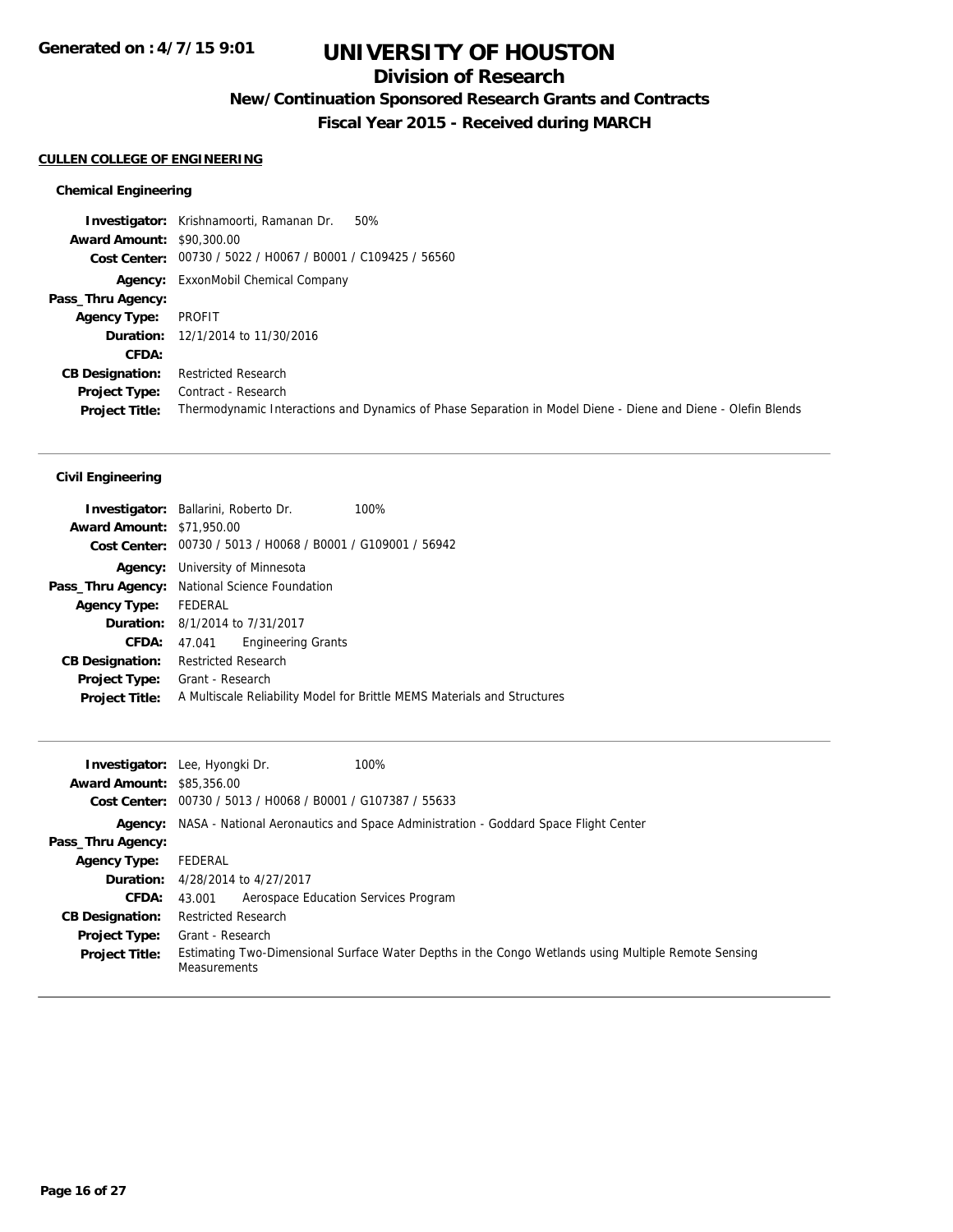# UNIVERSITY OF HOUSTON

## Division of Research

### New/Continuation Sponsored Research Grants and Contracts

### Fiscal Year 2015 - Received during MARCH

Generated on : 4/7/15 9:01

**CULLEN COLLEGE OF ENGINEERING**

#### Chemical Engineering

| | |
|---|---|
| **Investigator:** | Krishnamoorti, Ramanan Dr. 50% |
| **Award Amount:** | $90,300.00 |
| **Cost Center:** | 00730 / 5022 / H0067 / B0001 / C109425 / 56560 |
| **Agency:** | ExxonMobil Chemical Company |
| **Pass_Thru Agency:** | |
| **Agency Type:** | PROFIT |
| **Duration:** | 12/1/2014 to 11/30/2016 |
| **CFDA:** | |
| **CB Designation:** | Restricted Research |
| **Project Type:** | Contract - Research |
| **Project Title:** | Thermodynamic Interactions and Dynamics of Phase Separation in Model Diene - Diene and Diene - Olefin Blends |

---

#### Civil Engineering

| | |
|---|---|
| **Investigator:** | Ballarini, Roberto Dr. 100% |
| **Award Amount:** | $71,950.00 |
| **Cost Center:** | 00730 / 5013 / H0068 / B0001 / G109001 / 56942 |
| **Agency:** | University of Minnesota |
| **Pass_Thru Agency:** | National Science Foundation |
| **Agency Type:** | FEDERAL |
| **Duration:** | 8/1/2014 to 7/31/2017 |
| **CFDA:** | 47.041 Engineering Grants |
| **CB Designation:** | Restricted Research |
| **Project Type:** | Grant - Research |
| **Project Title:** | A Multiscale Reliability Model for Brittle MEMS Materials and Structures |

---

| | |
|---|---|
| **Investigator:** | Lee, Hyongki Dr. 100% |
| **Award Amount:** | $85,356.00 |
| **Cost Center:** | 00730 / 5013 / H0068 / B0001 / G107387 / 55633 |
| **Agency:** | NASA - National Aeronautics and Space Administration - Goddard Space Flight Center |
| **Pass_Thru Agency:** | |
| **Agency Type:** | FEDERAL |
| **Duration:** | 4/28/2014 to 4/27/2017 |
| **CFDA:** | 43.001 Aerospace Education Services Program |
| **CB Designation:** | Restricted Research |
| **Project Type:** | Grant - Research |
| **Project Title:** | Estimating Two-Dimensional Surface Water Depths in the Congo Wetlands using Multiple Remote Sensing Measurements |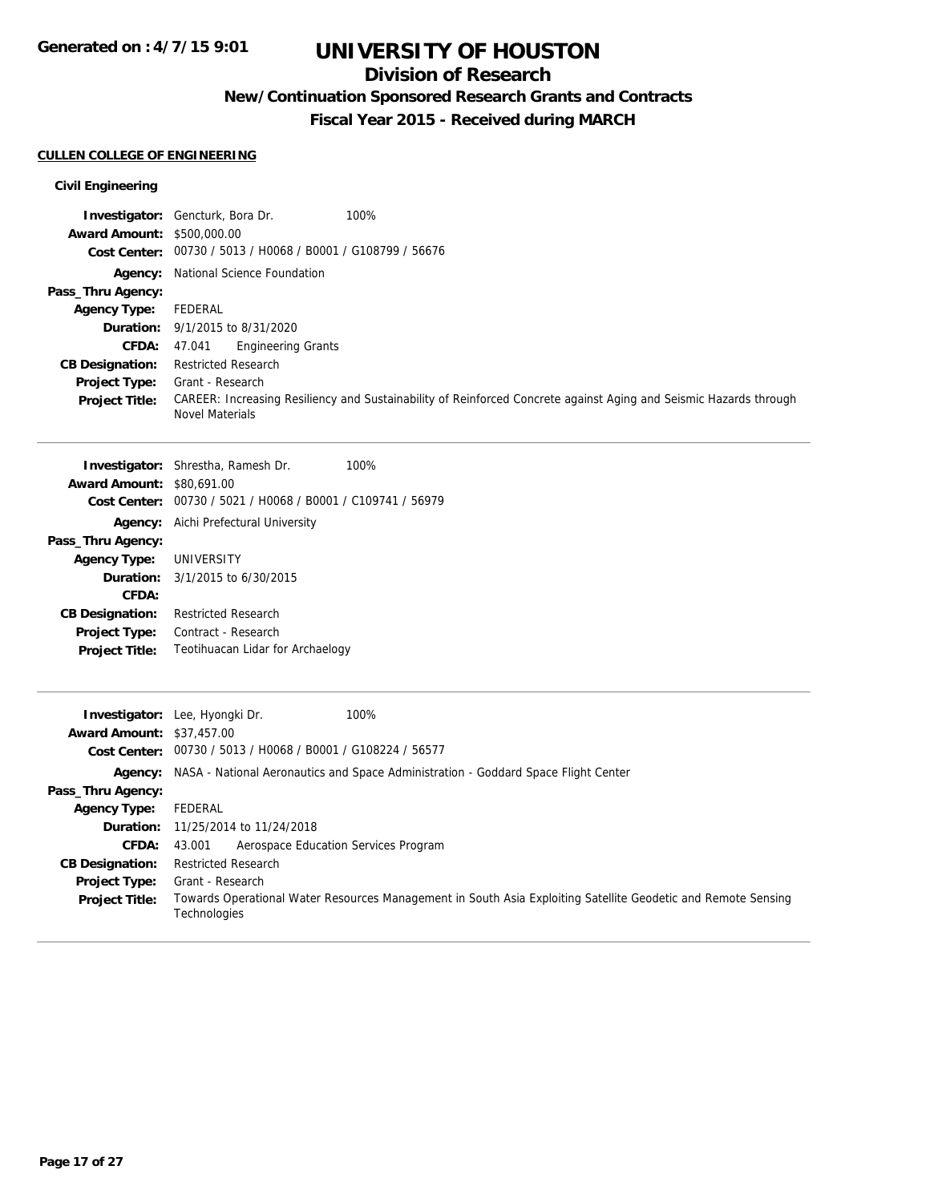# UNIVERSITY OF HOUSTON

## Division of Research

### New/Continuation Sponsored Research Grants and Contracts

### Fiscal Year 2015 - Received during MARCH

**Generated on : 4/7/15 9:01**

#### CULLEN COLLEGE OF ENGINEERING

**Civil Engineering**

**Investigator:** Gencturk, Bora Dr. 100%
**Award Amount:** $500,000.00
**Cost Center:** 00730 / 5013 / H0068 / B0001 / G108799 / 56676
**Agency:** National Science Foundation
**Pass_Thru Agency:**
**Agency Type:** FEDERAL
**Duration:** 9/1/2015 to 8/31/2020
**CFDA:** 47.041 Engineering Grants
**CB Designation:** Restricted Research
**Project Type:** Grant - Research
**Project Title:** CAREER: Increasing Resiliency and Sustainability of Reinforced Concrete against Aging and Seismic Hazards through Novel Materials

---

**Investigator:** Shrestha, Ramesh Dr. 100%
**Award Amount:** $80,691.00
**Cost Center:** 00730 / 5021 / H0068 / B0001 / C109741 / 56979
**Agency:** Aichi Prefectural University
**Pass_Thru Agency:**
**Agency Type:** UNIVERSITY
**Duration:** 3/1/2015 to 6/30/2015
**CFDA:**
**CB Designation:** Restricted Research
**Project Type:** Contract - Research
**Project Title:** Teotihuacan Lidar for Archaelogy

---

**Investigator:** Lee, Hyongki Dr. 100%
**Award Amount:** $37,457.00
**Cost Center:** 00730 / 5013 / H0068 / B0001 / G108224 / 56577
**Agency:** NASA - National Aeronautics and Space Administration - Goddard Space Flight Center
**Pass_Thru Agency:**
**Agency Type:** FEDERAL
**Duration:** 11/25/2014 to 11/24/2018
**CFDA:** 43.001 Aerospace Education Services Program
**CB Designation:** Restricted Research
**Project Type:** Grant - Research
**Project Title:** Towards Operational Water Resources Management in South Asia Exploiting Satellite Geodetic and Remote Sensing Technologies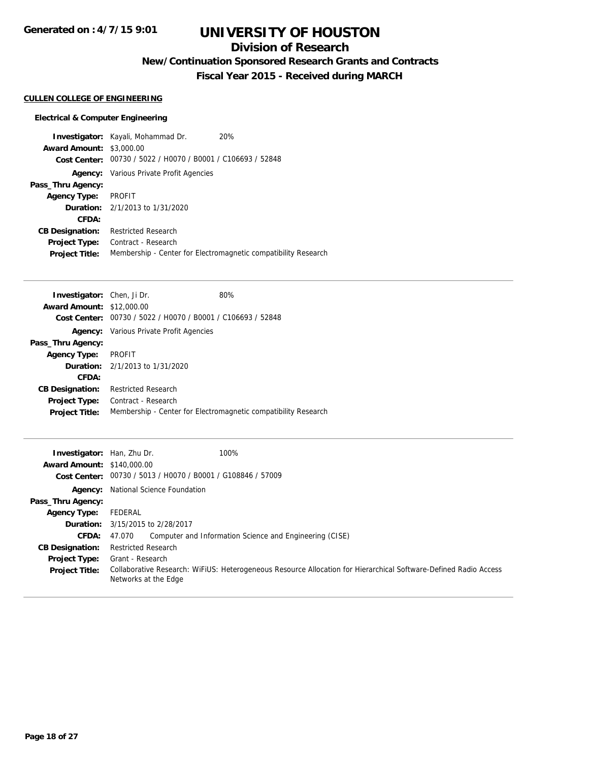# UNIVERSITY OF HOUSTON

## Division of Research

### New/Continuation Sponsored Research Grants and Contracts

### Fiscal Year 2015 - Received during MARCH

Generated on : 4/7/15 9:01

**CULLEN COLLEGE OF ENGINEERING**

**Electrical & Computer Engineering**

**Investigator:** Kayali, Mohammad Dr. 20%
**Award Amount:** $3,000.00
**Cost Center:** 00730 / 5022 / H0070 / B0001 / C106693 / 52848
**Agency:** Various Private Profit Agencies
**Pass_Thru Agency:**
**Agency Type:** PROFIT
**Duration:** 2/1/2013 to 1/31/2020
**CFDA:**
**CB Designation:** Restricted Research
**Project Type:** Contract - Research
**Project Title:** Membership - Center for Electromagnetic compatibility Research

---

**Investigator:** Chen, Ji Dr. 80%
**Award Amount:** $12,000.00
**Cost Center:** 00730 / 5022 / H0070 / B0001 / C106693 / 52848
**Agency:** Various Private Profit Agencies
**Pass_Thru Agency:**
**Agency Type:** PROFIT
**Duration:** 2/1/2013 to 1/31/2020
**CFDA:**
**CB Designation:** Restricted Research
**Project Type:** Contract - Research
**Project Title:** Membership - Center for Electromagnetic compatibility Research

---

**Investigator:** Han, Zhu Dr. 100%
**Award Amount:** $140,000.00
**Cost Center:** 00730 / 5013 / H0070 / B0001 / G108846 / 57009
**Agency:** National Science Foundation
**Pass_Thru Agency:**
**Agency Type:** FEDERAL
**Duration:** 3/15/2015 to 2/28/2017
**CFDA:** 47.070 Computer and Information Science and Engineering (CISE)
**CB Designation:** Restricted Research
**Project Type:** Grant - Research
**Project Title:** Collaborative Research: WiFiUS: Heterogeneous Resource Allocation for Hierarchical Software-Defined Radio Access Networks at the Edge

---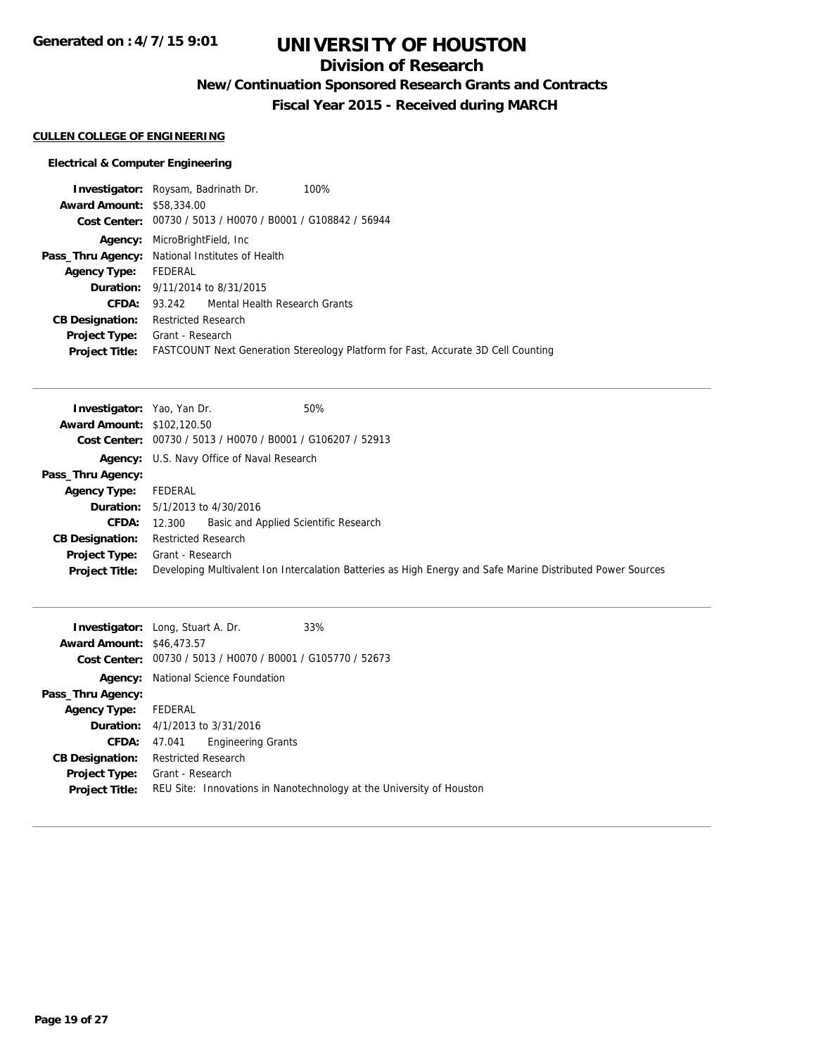# UNIVERSITY OF HOUSTON

## Division of Research

### New/Continuation Sponsored Research Grants and Contracts

### Fiscal Year 2015 - Received during MARCH

**CULLEN COLLEGE OF ENGINEERING**

**Electrical & Computer Engineering**

**Investigator:** Roysam, Badrinath Dr. 100%
**Award Amount:** $58,334.00
**Cost Center:** 00730 / 5013 / H0070 / B0001 / G108842 / 56944
**Agency:** MicroBrightField, Inc
**Pass_Thru Agency:** National Institutes of Health
**Agency Type:** FEDERAL
**Duration:** 9/11/2014 to 8/31/2015
**CFDA:** 93.242 Mental Health Research Grants
**CB Designation:** Restricted Research
**Project Type:** Grant - Research
**Project Title:** FASTCOUNT Next Generation Stereology Platform for Fast, Accurate 3D Cell Counting

---

**Investigator:** Yao, Yan Dr. 50%
**Award Amount:** $102,120.50
**Cost Center:** 00730 / 5013 / H0070 / B0001 / G106207 / 52913
**Agency:** U.S. Navy Office of Naval Research
**Pass_Thru Agency:**
**Agency Type:** FEDERAL
**Duration:** 5/1/2013 to 4/30/2016
**CFDA:** 12.300 Basic and Applied Scientific Research
**CB Designation:** Restricted Research
**Project Type:** Grant - Research
**Project Title:** Developing Multivalent Ion Intercalation Batteries as High Energy and Safe Marine Distributed Power Sources

---

**Investigator:** Long, Stuart A. Dr. 33%
**Award Amount:** $46,473.57
**Cost Center:** 00730 / 5013 / H0070 / B0001 / G105770 / 52673
**Agency:** National Science Foundation
**Pass_Thru Agency:**
**Agency Type:** FEDERAL
**Duration:** 4/1/2013 to 3/31/2016
**CFDA:** 47.041 Engineering Grants
**CB Designation:** Restricted Research
**Project Type:** Grant - Research
**Project Title:** REU Site: Innovations in Nanotechnology at the University of Houston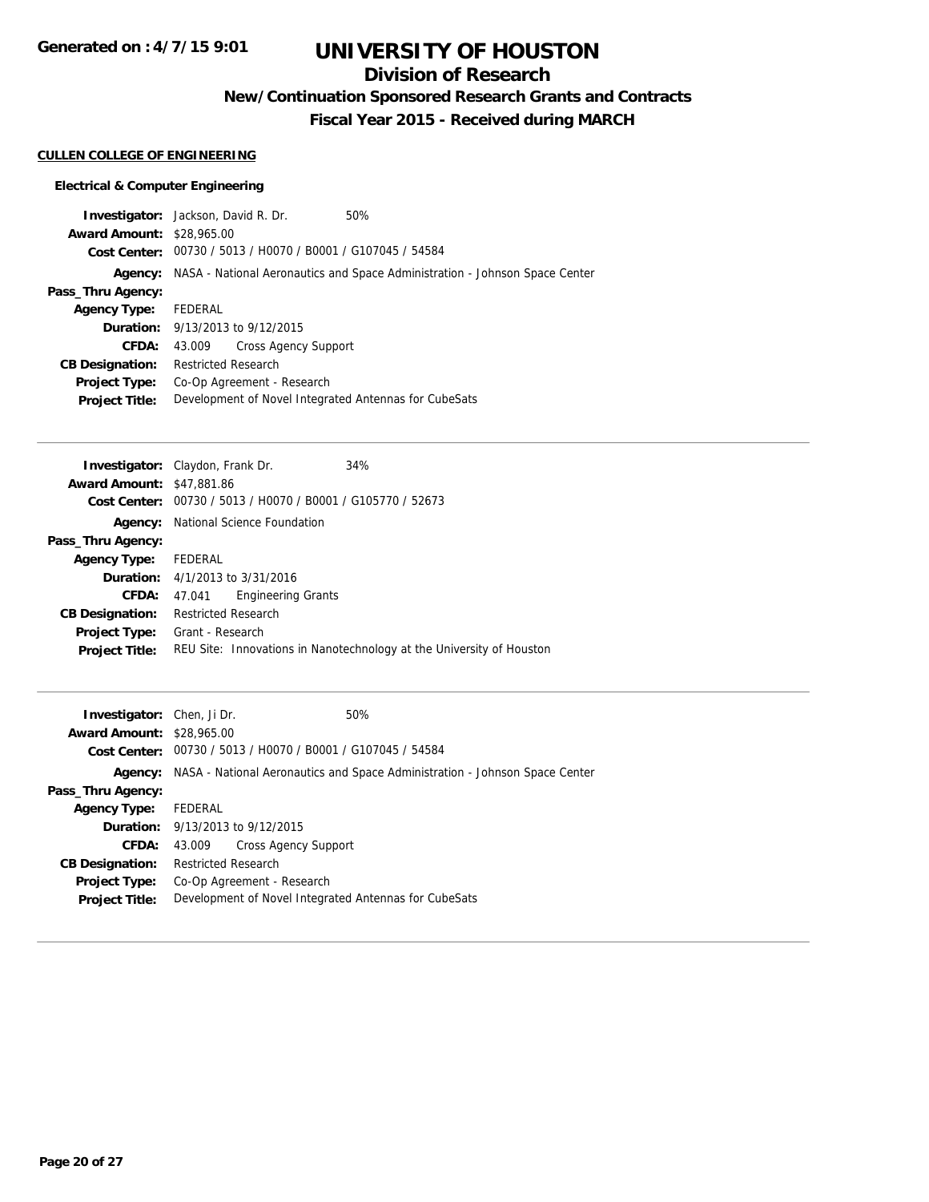# UNIVERSITY OF HOUSTON

## Division of Research

### New/Continuation Sponsored Research Grants and Contracts

### Fiscal Year 2015 - Received during MARCH

Generated on : 4/7/15 9:01

**CULLEN COLLEGE OF ENGINEERING**

**Electrical & Computer Engineering**

**Investigator:** Jackson, David R. Dr. 50%
**Award Amount:** $28,965.00
**Cost Center:** 00730 / 5013 / H0070 / B0001 / G107045 / 54584
**Agency:** NASA - National Aeronautics and Space Administration - Johnson Space Center
**Pass_Thru Agency:**
**Agency Type:** FEDERAL
**Duration:** 9/13/2013 to 9/12/2015
**CFDA:** 43.009 Cross Agency Support
**CB Designation:** Restricted Research
**Project Type:** Co-Op Agreement - Research
**Project Title:** Development of Novel Integrated Antennas for CubeSats

---

**Investigator:** Claydon, Frank Dr. 34%
**Award Amount:** $47,881.86
**Cost Center:** 00730 / 5013 / H0070 / B0001 / G105770 / 52673
**Agency:** National Science Foundation
**Pass_Thru Agency:**
**Agency Type:** FEDERAL
**Duration:** 4/1/2013 to 3/31/2016
**CFDA:** 47.041 Engineering Grants
**CB Designation:** Restricted Research
**Project Type:** Grant - Research
**Project Title:** REU Site: Innovations in Nanotechnology at the University of Houston

---

**Investigator:** Chen, Ji Dr. 50%
**Award Amount:** $28,965.00
**Cost Center:** 00730 / 5013 / H0070 / B0001 / G107045 / 54584
**Agency:** NASA - National Aeronautics and Space Administration - Johnson Space Center
**Pass_Thru Agency:**
**Agency Type:** FEDERAL
**Duration:** 9/13/2013 to 9/12/2015
**CFDA:** 43.009 Cross Agency Support
**CB Designation:** Restricted Research
**Project Type:** Co-Op Agreement - Research
**Project Title:** Development of Novel Integrated Antennas for CubeSats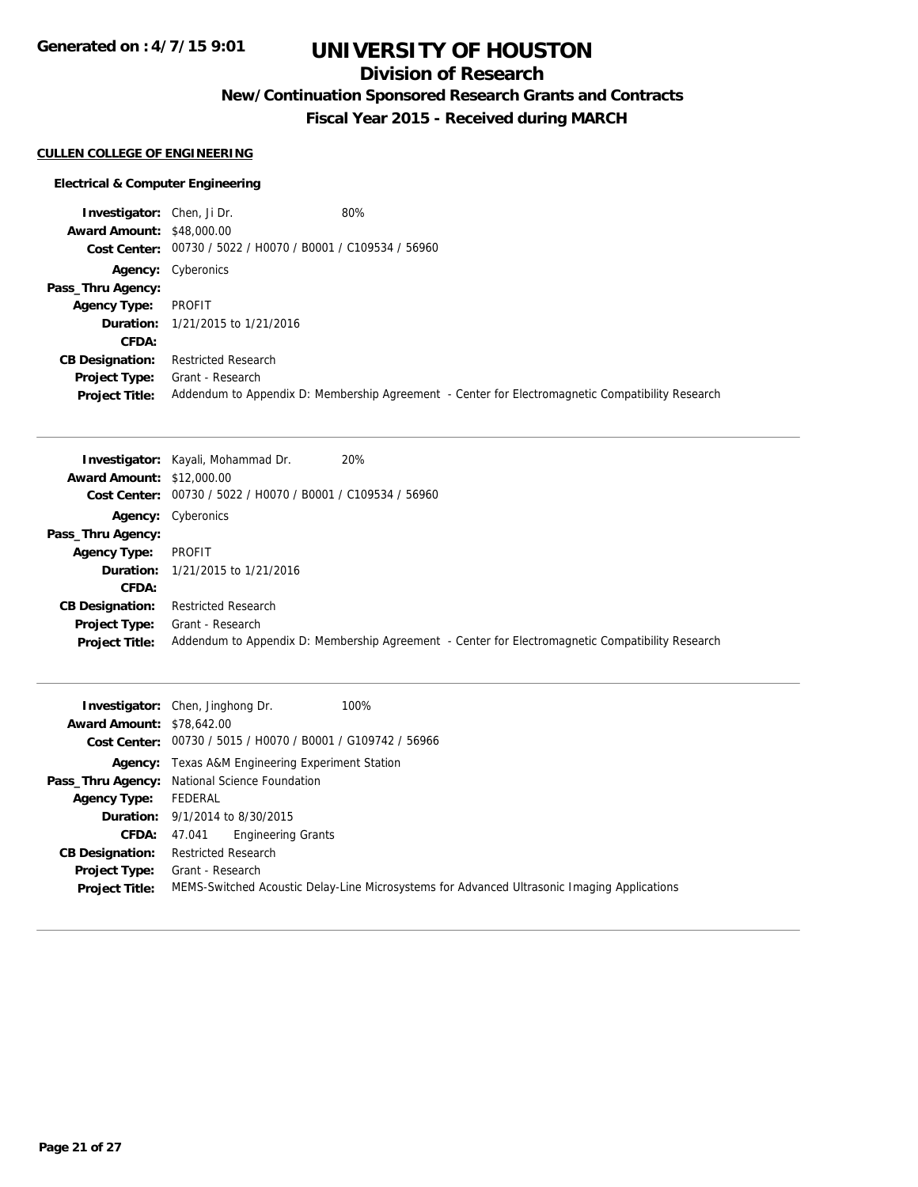# UNIVERSITY OF HOUSTON

## Division of Research

### New/Continuation Sponsored Research Grants and Contracts

### Fiscal Year 2015 - Received during MARCH

**CULLEN COLLEGE OF ENGINEERING**

**Electrical & Computer Engineering**

**Investigator:** Chen, Ji Dr. 80%
**Award Amount:** $48,000.00
**Cost Center:** 00730 / 5022 / H0070 / B0001 / C109534 / 56960
**Agency:** Cyberonics
**Pass_Thru Agency:**
**Agency Type:** PROFIT
**Duration:** 1/21/2015 to 1/21/2016
**CFDA:**
**CB Designation:** Restricted Research
**Project Type:** Grant - Research
**Project Title:** Addendum to Appendix D: Membership Agreement - Center for Electromagnetic Compatibility Research

---

**Investigator:** Kayali, Mohammad Dr. 20%
**Award Amount:** $12,000.00
**Cost Center:** 00730 / 5022 / H0070 / B0001 / C109534 / 56960
**Agency:** Cyberonics
**Pass_Thru Agency:**
**Agency Type:** PROFIT
**Duration:** 1/21/2015 to 1/21/2016
**CFDA:**
**CB Designation:** Restricted Research
**Project Type:** Grant - Research
**Project Title:** Addendum to Appendix D: Membership Agreement - Center for Electromagnetic Compatibility Research

---

**Investigator:** Chen, Jinghong Dr. 100%
**Award Amount:** $78,642.00
**Cost Center:** 00730 / 5015 / H0070 / B0001 / G109742 / 56966
**Agency:** Texas A&M Engineering Experiment Station
**Pass_Thru Agency:** National Science Foundation
**Agency Type:** FEDERAL
**Duration:** 9/1/2014 to 8/30/2015
**CFDA:** 47.041 Engineering Grants
**CB Designation:** Restricted Research
**Project Type:** Grant - Research
**Project Title:** MEMS-Switched Acoustic Delay-Line Microsystems for Advanced Ultrasonic Imaging Applications

---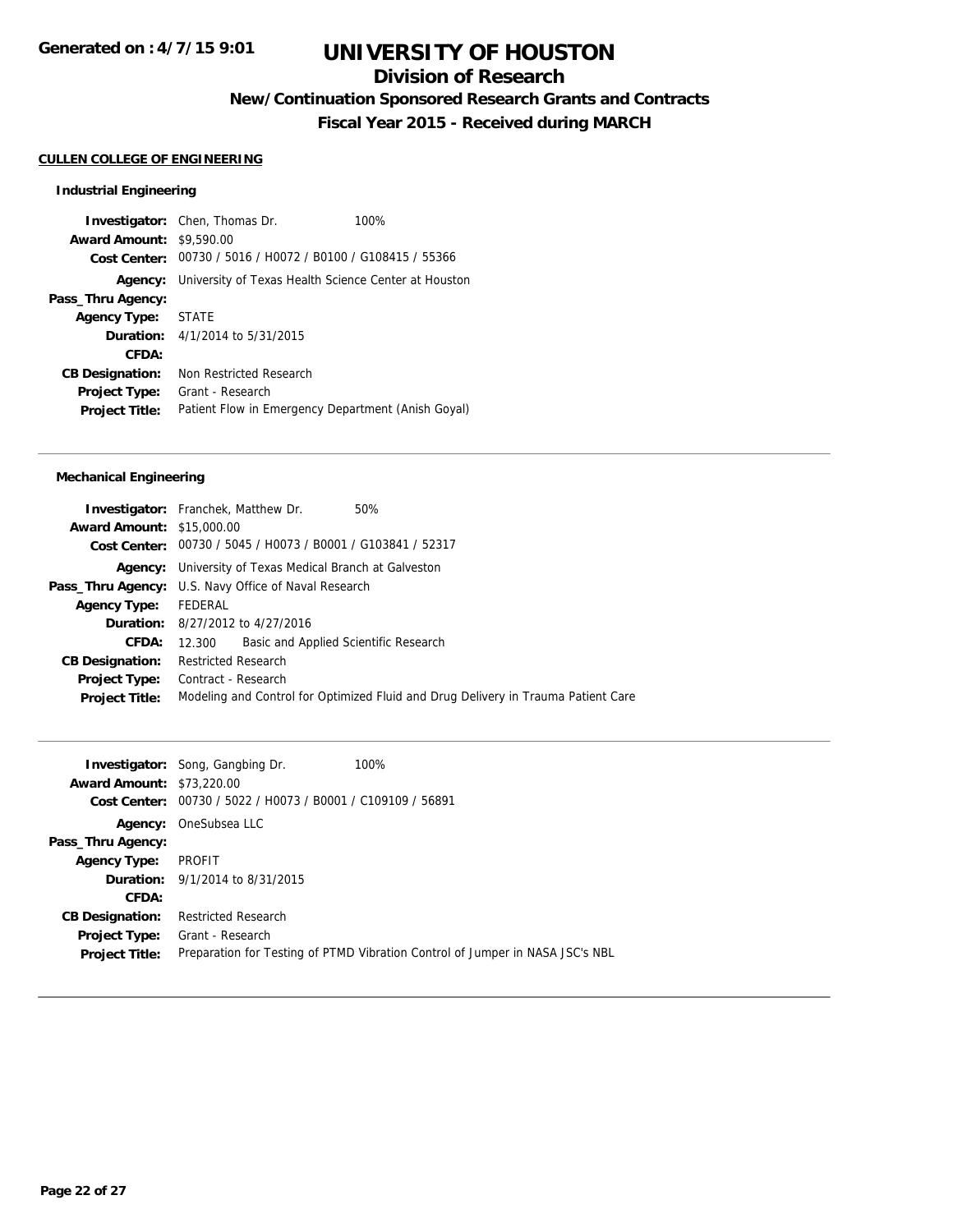**Generated on : 4/7/15 9:01**

# UNIVERSITY OF HOUSTON

## Division of Research

### New/Continuation Sponsored Research Grants and Contracts

### Fiscal Year 2015 - Received during MARCH

**CULLEN COLLEGE OF ENGINEERING**

#### Industrial Engineering

**Investigator:** Chen, Thomas Dr. 100%
**Award Amount:** $9,590.00
**Cost Center:** 00730 / 5016 / H0072 / B0100 / G108415 / 55366
**Agency:** University of Texas Health Science Center at Houston
**Pass_Thru Agency:**
**Agency Type:** STATE
**Duration:** 4/1/2014 to 5/31/2015
**CFDA:**
**CB Designation:** Non Restricted Research
**Project Type:** Grant - Research
**Project Title:** Patient Flow in Emergency Department (Anish Goyal)

---

#### Mechanical Engineering

**Investigator:** Franchek, Matthew Dr. 50%
**Award Amount:** $15,000.00
**Cost Center:** 00730 / 5045 / H0073 / B0001 / G103841 / 52317
**Agency:** University of Texas Medical Branch at Galveston
**Pass_Thru Agency:** U.S. Navy Office of Naval Research
**Agency Type:** FEDERAL
**Duration:** 8/27/2012 to 4/27/2016
**CFDA:** 12.300 Basic and Applied Scientific Research
**CB Designation:** Restricted Research
**Project Type:** Contract - Research
**Project Title:** Modeling and Control for Optimized Fluid and Drug Delivery in Trauma Patient Care

---

**Investigator:** Song, Gangbing Dr. 100%
**Award Amount:** $73,220.00
**Cost Center:** 00730 / 5022 / H0073 / B0001 / C109109 / 56891
**Agency:** OneSubsea LLC
**Pass_Thru Agency:**
**Agency Type:** PROFIT
**Duration:** 9/1/2014 to 8/31/2015
**CFDA:**
**CB Designation:** Restricted Research
**Project Type:** Grant - Research
**Project Title:** Preparation for Testing of PTMD Vibration Control of Jumper in NASA JSC's NBL

---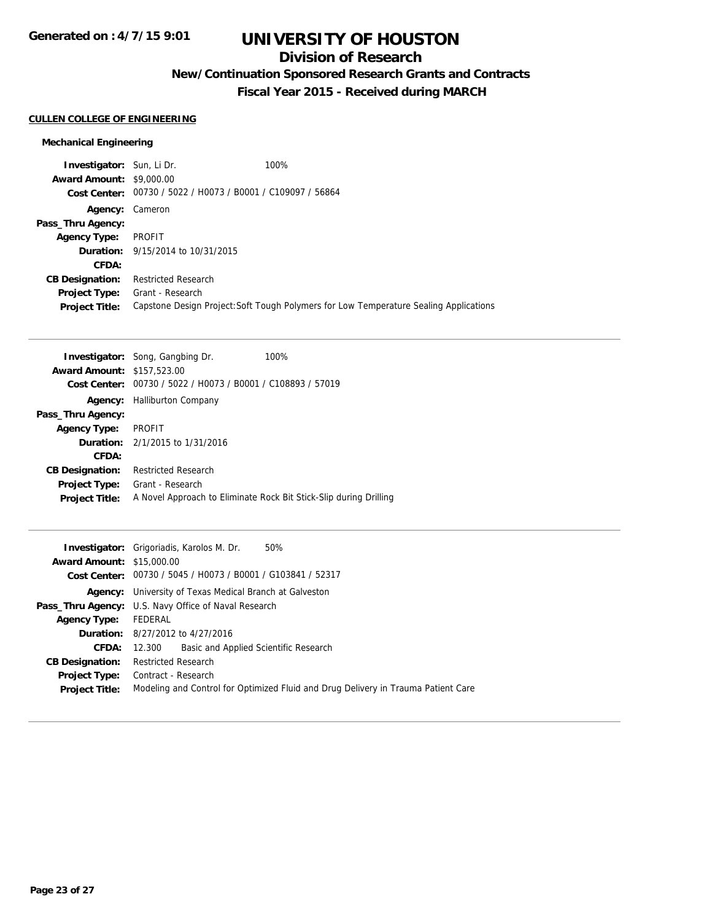# UNIVERSITY OF HOUSTON

## Division of Research

### New/Continuation Sponsored Research Grants and Contracts

### Fiscal Year 2015 - Received during MARCH

**CULLEN COLLEGE OF ENGINEERING**

**Mechanical Engineering**

**Investigator:** Sun, Li Dr. 100%
**Award Amount:** $9,000.00
**Cost Center:** 00730 / 5022 / H0073 / B0001 / C109097 / 56864
**Agency:** Cameron
**Pass_Thru Agency:**
**Agency Type:** PROFIT
**Duration:** 9/15/2014 to 10/31/2015
**CFDA:**
**CB Designation:** Restricted Research
**Project Type:** Grant - Research
**Project Title:** Capstone Design Project:Soft Tough Polymers for Low Temperature Sealing Applications

---

**Investigator:** Song, Gangbing Dr. 100%
**Award Amount:** $157,523.00
**Cost Center:** 00730 / 5022 / H0073 / B0001 / C108893 / 57019
**Agency:** Halliburton Company
**Pass_Thru Agency:**
**Agency Type:** PROFIT
**Duration:** 2/1/2015 to 1/31/2016
**CFDA:**
**CB Designation:** Restricted Research
**Project Type:** Grant - Research
**Project Title:** A Novel Approach to Eliminate Rock Bit Stick-Slip during Drilling

---

**Investigator:** Grigoriadis, Karolos M. Dr. 50%
**Award Amount:** $15,000.00
**Cost Center:** 00730 / 5045 / H0073 / B0001 / G103841 / 52317
**Agency:** University of Texas Medical Branch at Galveston
**Pass_Thru Agency:** U.S. Navy Office of Naval Research
**Agency Type:** FEDERAL
**Duration:** 8/27/2012 to 4/27/2016
**CFDA:** 12.300 Basic and Applied Scientific Research
**CB Designation:** Restricted Research
**Project Type:** Contract - Research
**Project Title:** Modeling and Control for Optimized Fluid and Drug Delivery in Trauma Patient Care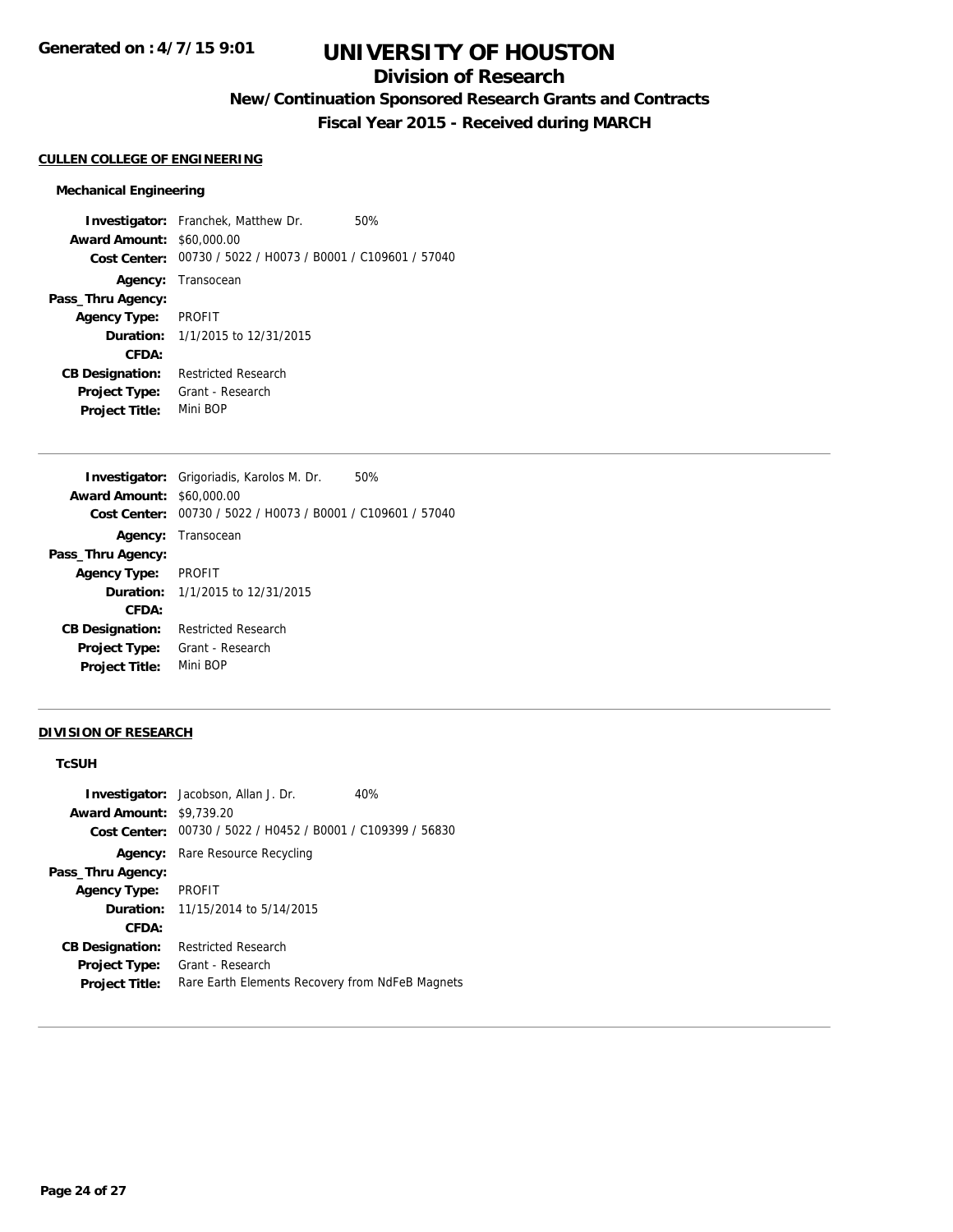# UNIVERSITY OF HOUSTON

## Division of Research

### New/Continuation Sponsored Research Grants and Contracts

### Fiscal Year 2015 - Received during MARCH

**CULLEN COLLEGE OF ENGINEERING**

**Mechanical Engineering**

**Investigator:** Franchek, Matthew Dr. 50%
**Award Amount:** $60,000.00
**Cost Center:** 00730 / 5022 / H0073 / B0001 / C109601 / 57040
**Agency:** Transocean
**Pass_Thru Agency:**
**Agency Type:** PROFIT
**Duration:** 1/1/2015 to 12/31/2015
**CFDA:**
**CB Designation:** Restricted Research
**Project Type:** Grant - Research
**Project Title:** Mini BOP

---

**Investigator:** Grigoriadis, Karolos M. Dr. 50%
**Award Amount:** $60,000.00
**Cost Center:** 00730 / 5022 / H0073 / B0001 / C109601 / 57040
**Agency:** Transocean
**Pass_Thru Agency:**
**Agency Type:** PROFIT
**Duration:** 1/1/2015 to 12/31/2015
**CFDA:**
**CB Designation:** Restricted Research
**Project Type:** Grant - Research
**Project Title:** Mini BOP

---

**DIVISION OF RESEARCH**

**TcSUH**

**Investigator:** Jacobson, Allan J. Dr. 40%
**Award Amount:** $9,739.20
**Cost Center:** 00730 / 5022 / H0452 / B0001 / C109399 / 56830
**Agency:** Rare Resource Recycling
**Pass_Thru Agency:**
**Agency Type:** PROFIT
**Duration:** 11/15/2014 to 5/14/2015
**CFDA:**
**CB Designation:** Restricted Research
**Project Type:** Grant - Research
**Project Title:** Rare Earth Elements Recovery from NdFeB Magnets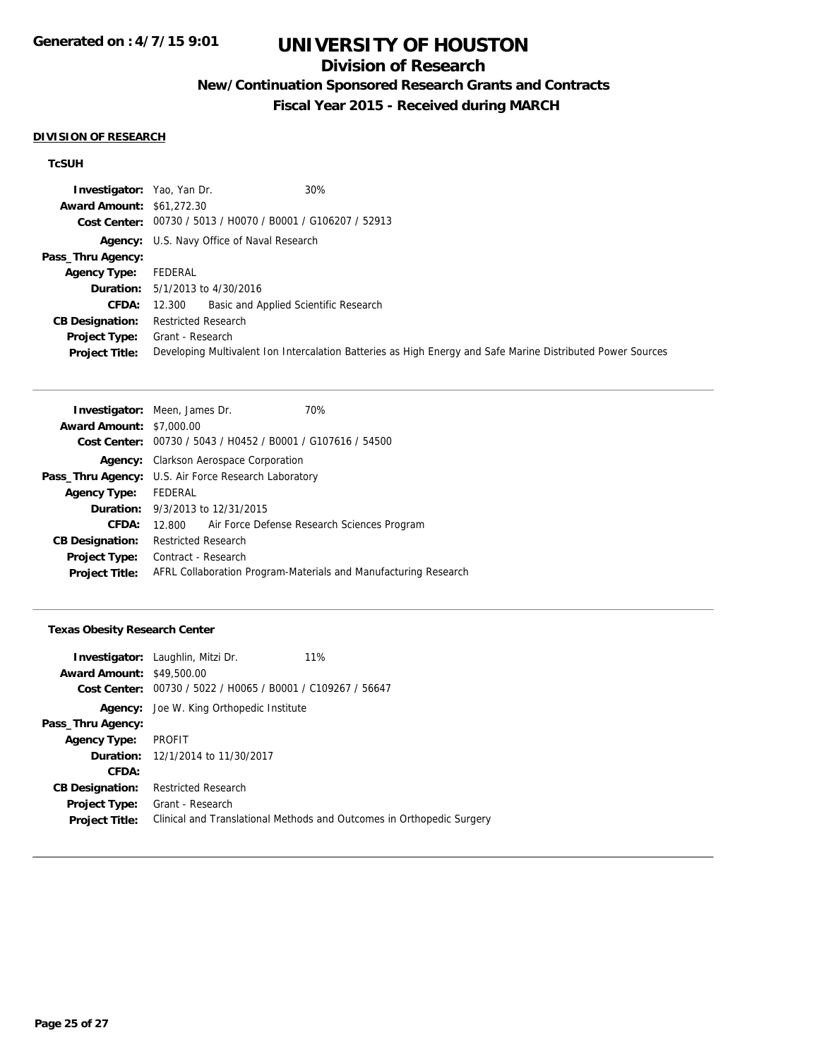# UNIVERSITY OF HOUSTON

## Division of Research

### New/Continuation Sponsored Research Grants and Contracts

### Fiscal Year 2015 - Received during MARCH

**Generated on : 4/7/15 9:01**

**DIVISION OF RESEARCH**

**TcSUH**

**Investigator:** Yao, Yan Dr. 30%
**Award Amount:** $61,272.30
**Cost Center:** 00730 / 5013 / H0070 / B0001 / G106207 / 52913
**Agency:** U.S. Navy Office of Naval Research
**Pass_Thru Agency:**
**Agency Type:** FEDERAL
**Duration:** 5/1/2013 to 4/30/2016
**CFDA:** 12.300 Basic and Applied Scientific Research
**CB Designation:** Restricted Research
**Project Type:** Grant - Research
**Project Title:** Developing Multivalent Ion Intercalation Batteries as High Energy and Safe Marine Distributed Power Sources

---

**Investigator:** Meen, James Dr. 70%
**Award Amount:** $7,000.00
**Cost Center:** 00730 / 5043 / H0452 / B0001 / G107616 / 54500
**Agency:** Clarkson Aerospace Corporation
**Pass_Thru Agency:** U.S. Air Force Research Laboratory
**Agency Type:** FEDERAL
**Duration:** 9/3/2013 to 12/31/2015
**CFDA:** 12.800 Air Force Defense Research Sciences Program
**CB Designation:** Restricted Research
**Project Type:** Contract - Research
**Project Title:** AFRL Collaboration Program-Materials and Manufacturing Research

---

**Texas Obesity Research Center**

**Investigator:** Laughlin, Mitzi Dr. 11%
**Award Amount:** $49,500.00
**Cost Center:** 00730 / 5022 / H0065 / B0001 / C109267 / 56647
**Agency:** Joe W. King Orthopedic Institute
**Pass_Thru Agency:**
**Agency Type:** PROFIT
**Duration:** 12/1/2014 to 11/30/2017
**CFDA:**
**CB Designation:** Restricted Research
**Project Type:** Grant - Research
**Project Title:** Clinical and Translational Methods and Outcomes in Orthopedic Surgery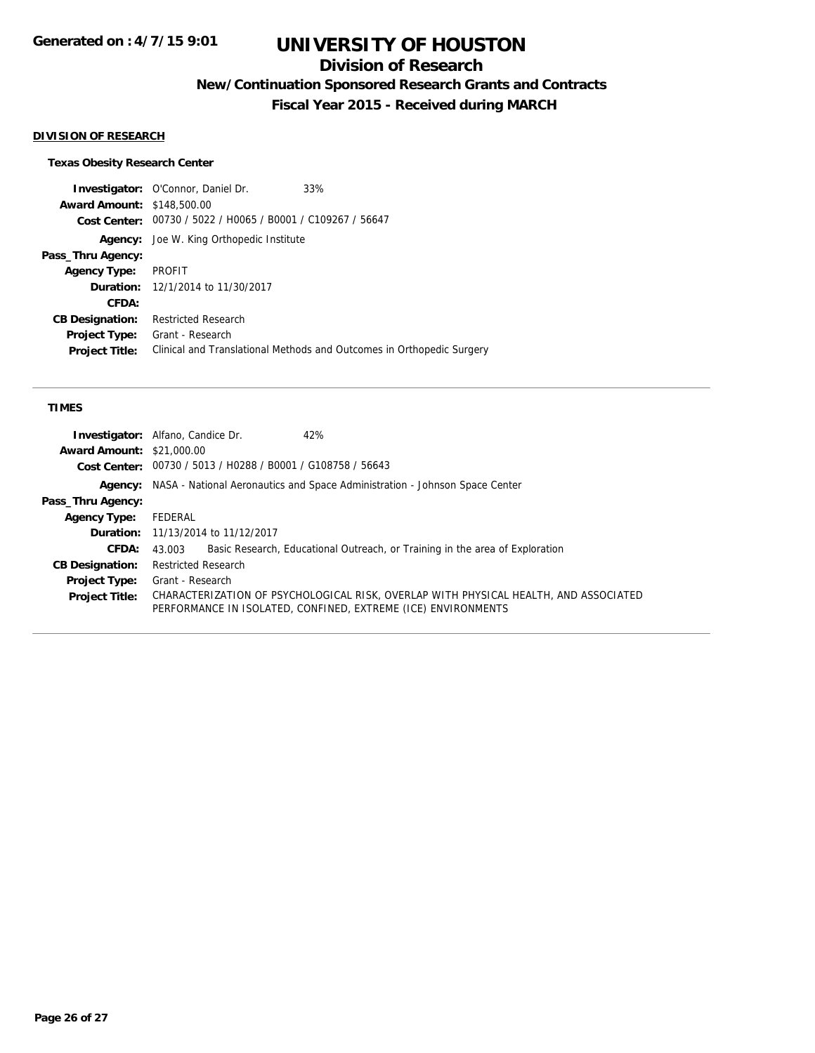# UNIVERSITY OF HOUSTON

## Division of Research

### New/Continuation Sponsored Research Grants and Contracts

### Fiscal Year 2015 - Received during MARCH

Generated on : 4/7/15 9:01

**DIVISION OF RESEARCH**

**Texas Obesity Research Center**

**Investigator:** O'Connor, Daniel Dr. 33%
**Award Amount:** $148,500.00
**Cost Center:** 00730 / 5022 / H0065 / B0001 / C109267 / 56647
**Agency:** Joe W. King Orthopedic Institute
**Pass_Thru Agency:**
**Agency Type:** PROFIT
**Duration:** 12/1/2014 to 11/30/2017
**CFDA:**
**CB Designation:** Restricted Research
**Project Type:** Grant - Research
**Project Title:** Clinical and Translational Methods and Outcomes in Orthopedic Surgery

---

**TIMES**

**Investigator:** Alfano, Candice Dr. 42%
**Award Amount:** $21,000.00
**Cost Center:** 00730 / 5013 / H0288 / B0001 / G108758 / 56643
**Agency:** NASA - National Aeronautics and Space Administration - Johnson Space Center
**Pass_Thru Agency:**
**Agency Type:** FEDERAL
**Duration:** 11/13/2014 to 11/12/2017
**CFDA:** 43.003 Basic Research, Educational Outreach, or Training in the area of Exploration
**CB Designation:** Restricted Research
**Project Type:** Grant - Research
**Project Title:** CHARACTERIZATION OF PSYCHOLOGICAL RISK, OVERLAP WITH PHYSICAL HEALTH, AND ASSOCIATED PERFORMANCE IN ISOLATED, CONFINED, EXTREME (ICE) ENVIRONMENTS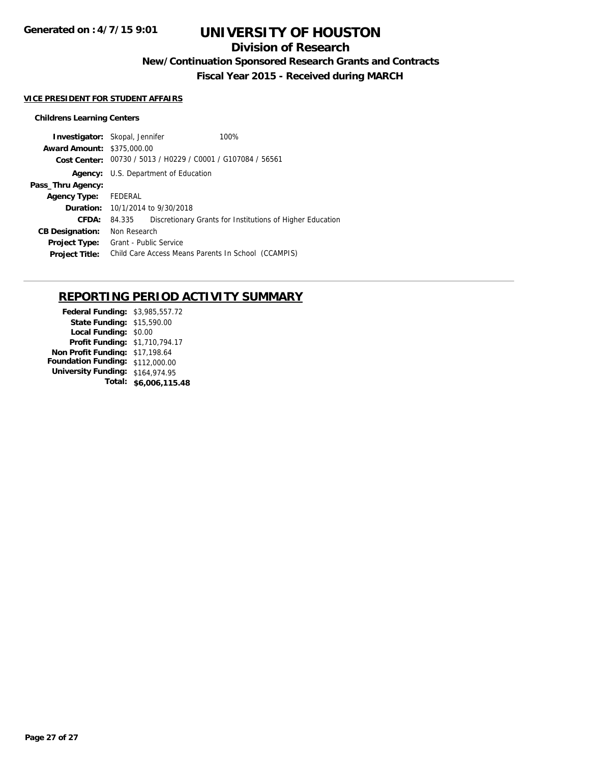# UNIVERSITY OF HOUSTON

## Division of Research

### New/Continuation Sponsored Research Grants and Contracts

### Fiscal Year 2015 - Received during MARCH

**VICE PRESIDENT FOR STUDENT AFFAIRS**

**Childrens Learning Centers**

| | |
|---|---|
| **Investigator:** | Skopal, Jennifer 100% |
| **Award Amount:** | $375,000.00 |
| **Cost Center:** | 00730 / 5013 / H0229 / C0001 / G107084 / 56561 |
| **Agency:** | U.S. Department of Education |
| **Pass_Thru Agency:** | |
| **Agency Type:** | FEDERAL |
| **Duration:** | 10/1/2014 to 9/30/2018 |
| **CFDA:** | 84.335 Discretionary Grants for Institutions of Higher Education |
| **CB Designation:** | Non Research |
| **Project Type:** | Grant - Public Service |
| **Project Title:** | Child Care Access Means Parents In School (CCAMPIS) |

## REPORTING PERIOD ACTIVITY SUMMARY

| | |
|---|---|
| **Federal Funding:** | $3,985,557.72 |
| **State Funding:** | $15,590.00 |
| **Local Funding:** | $0.00 |
| **Profit Funding:** | $1,710,794.17 |
| **Non Profit Funding:** | $17,198.64 |
| **Foundation Funding:** | $112,000.00 |
| **University Funding:** | $164,974.95 |
| **Total:** | **$6,006,115.48** |